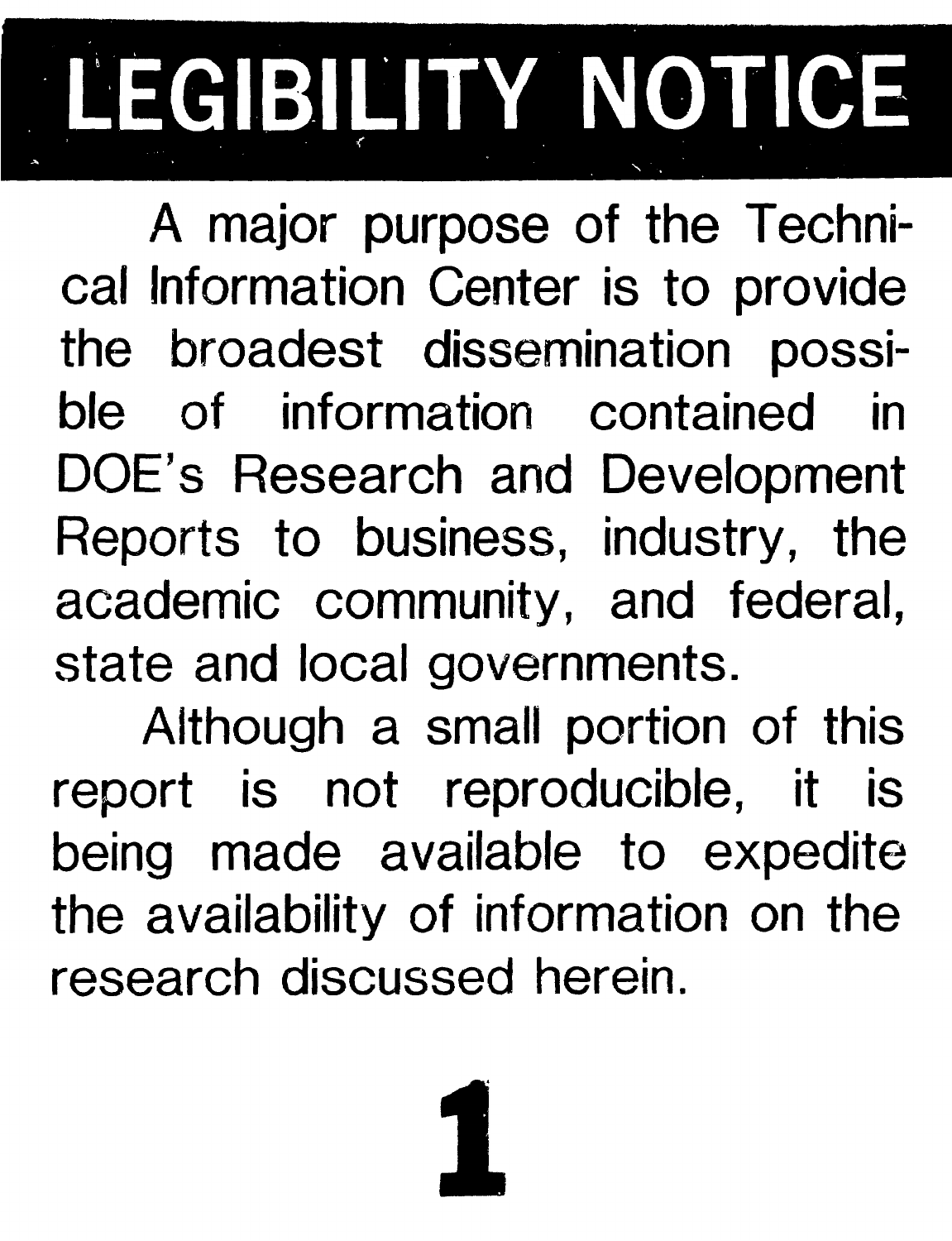# LEGIBILITY NOTICE

A major purpose of the Technical Information Center is to provide the broadest dissemination possible of information contained in DOE's Research and Development Reports to business, industry, the academic community, and federal, state and local governments.

Although a small portion of this report is not reproducible, it is being made available to expedite the availability of information on the research discussed herein.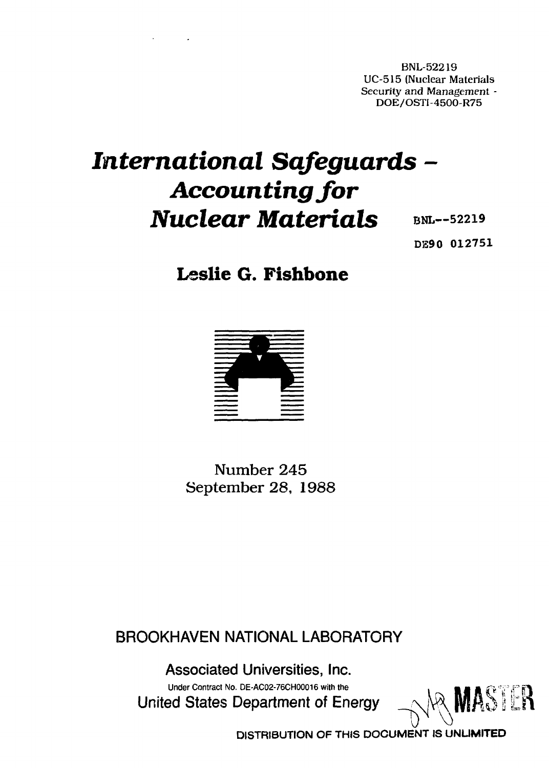BNL-52219
UC-515 (Nuclear Materials Security and Management - DOE/OSTI-4500-R75

# *International Safeguards – Accounting for Nuclear Materials*

BNL--52219

DE90 012751

## Leslie G. Fishbone

Number 245
September 28, 1988

BROOKHAVEN NATIONAL LABORATORY

Associated Universities, Inc.

Under Contract No. DE-AC02-76CH00016 with the
United States Department of Energy

MASTER

DISTRIBUTION OF THIS DOCUMENT IS UNLIMITED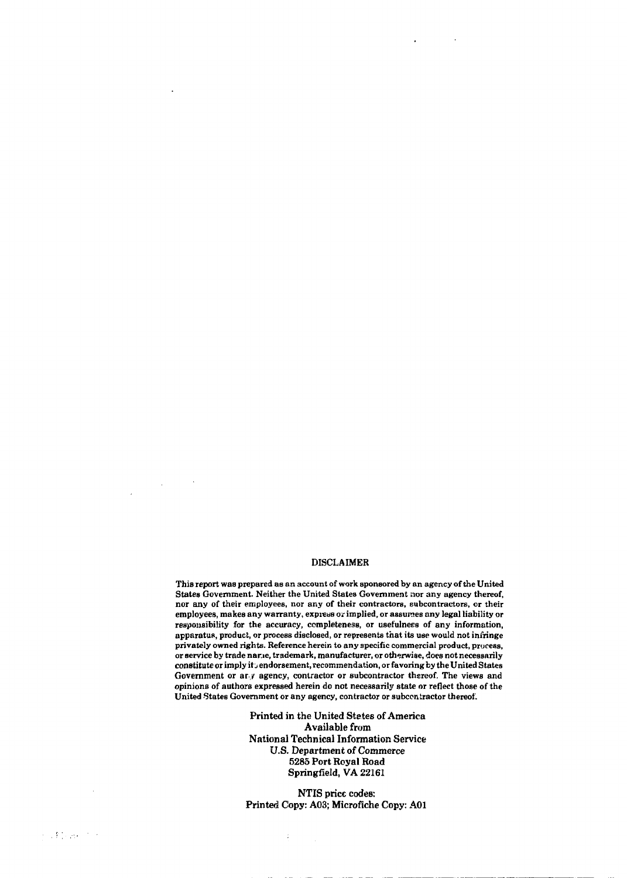## DISCLAIMER

This report was prepared as an account of work sponsored by an agency of the United States Government. Neither the United States Government nor any agency thereof, nor any of their employees, nor any of their contractors, subcontractors, or their employees, makes any warranty, express or implied, or assumes any legal liability or responsibility for the accuracy, completeness, or usefulness of any information, apparatus, product, or process disclosed, or represents that its use would not infringe privately owned rights. Reference herein to any specific commercial product, process, or service by trade name, trademark, manufacturer, or otherwise, does not necessarily constitute or imply its endorsement, recommendation, or favoring by the United States Government or any agency, contractor or subcontractor thereof. The views and opinions of authors expressed herein do not necessarily state or reflect those of the United States Government or any agency, contractor or subcontractor thereof.

Printed in the United States of America
Available from
National Technical Information Service
U.S. Department of Commerce
5285 Port Royal Road
Springfield, VA 22161

NTIS price codes:
Printed Copy: A03; Microfiche Copy: A01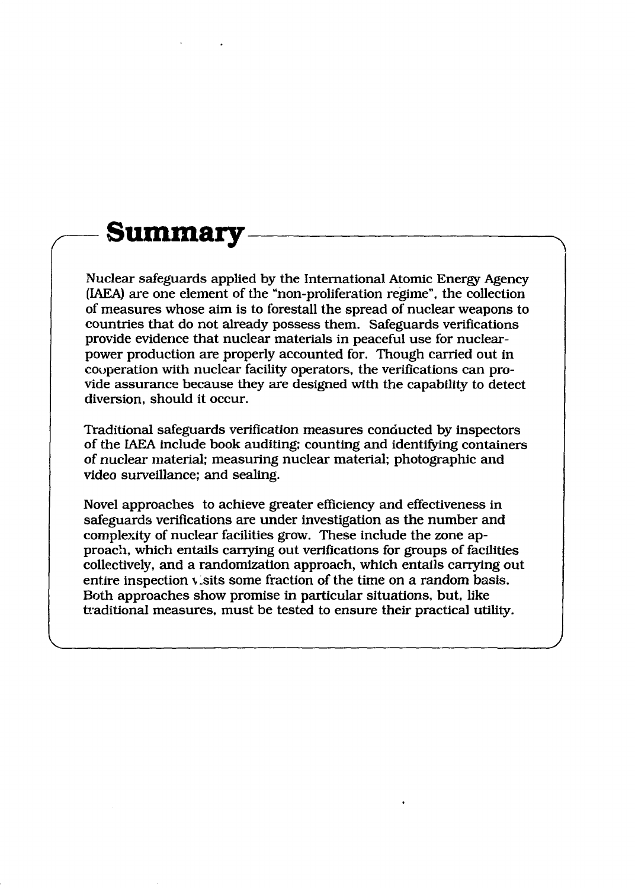## Summary

Nuclear safeguards applied by the International Atomic Energy Agency (IAEA) are one element of the "non-proliferation regime", the collection of measures whose aim is to forestall the spread of nuclear weapons to countries that do not already possess them. Safeguards verifications provide evidence that nuclear materials in peaceful use for nuclear-power production are properly accounted for. Though carried out in cooperation with nuclear facility operators, the verifications can provide assurance because they are designed with the capability to detect diversion, should it occur.

Traditional safeguards verification measures conducted by inspectors of the IAEA include book auditing; counting and identifying containers of nuclear material; measuring nuclear material; photographic and video surveillance; and sealing.

Novel approaches to achieve greater efficiency and effectiveness in safeguards verifications are under investigation as the number and complexity of nuclear facilities grow. These include the zone approach, which entails carrying out verifications for groups of facilities collectively, and a randomization approach, which entails carrying out entire inspection visits some fraction of the time on a random basis. Both approaches show promise in particular situations, but, like traditional measures, must be tested to ensure their practical utility.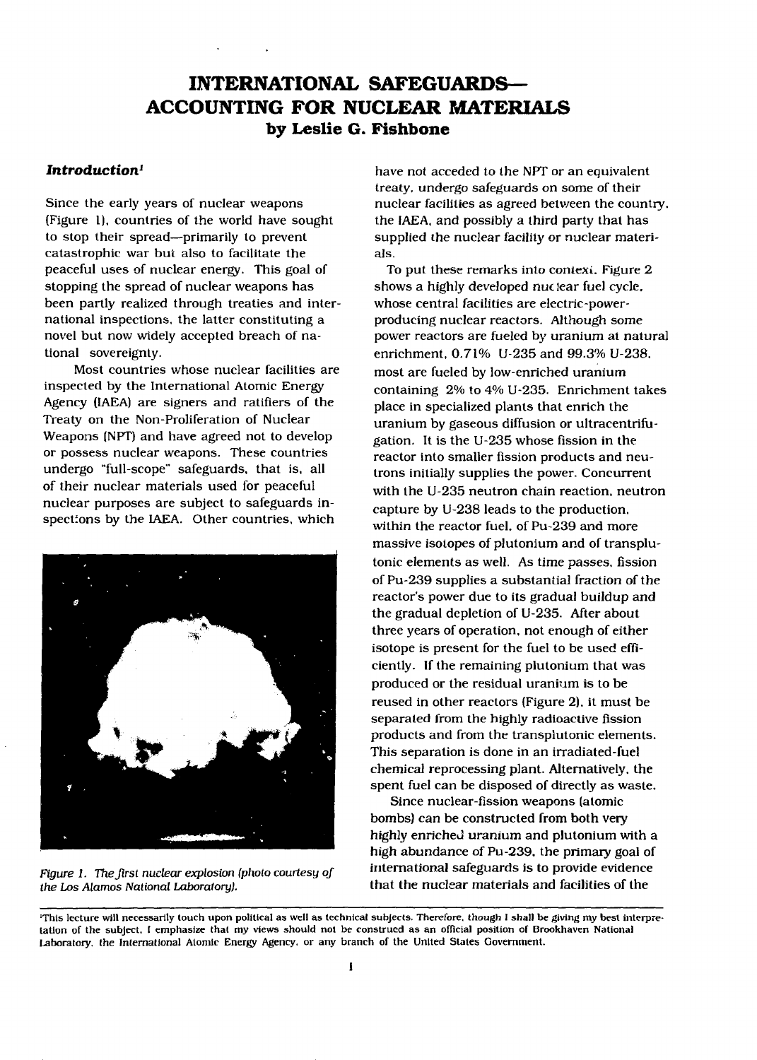# INTERNATIONAL SAFEGUARDS—ACCOUNTING FOR NUCLEAR MATERIALS

**by Leslie G. Fishbone**

### *Introduction*[1]

Since the early years of nuclear weapons (Figure 1), countries of the world have sought to stop their spread—primarily to prevent catastrophic war but also to facilitate the peaceful uses of nuclear energy. This goal of stopping the spread of nuclear weapons has been partly realized through treaties and international inspections, the latter constituting a novel but now widely accepted breach of national sovereignty.

Most countries whose nuclear facilities are inspected by the International Atomic Energy Agency (IAEA) are signers and ratifiers of the Treaty on the Non-Proliferation of Nuclear Weapons (NPT) and have agreed not to develop or possess nuclear weapons. These countries undergo "full-scope" safeguards, that is, all of their nuclear materials used for peaceful nuclear purposes are subject to safeguards inspections by the IAEA. Other countries, which have not acceded to the NPT or an equivalent treaty, undergo safeguards on some of their nuclear facilities as agreed between the country, the IAEA, and possibly a third party that has supplied the nuclear facility or nuclear materials.

*Figure 1. The first nuclear explosion (photo courtesy of the Los Alamos National Laboratory).*

To put these remarks into context, Figure 2 shows a highly developed nuclear fuel cycle, whose central facilities are electric-power-producing nuclear reactors. Although some power reactors are fueled by uranium at natural enrichment, 0.71% U-235 and 99.3% U-238, most are fueled by low-enriched uranium containing 2% to 4% U-235. Enrichment takes place in specialized plants that enrich the uranium by gaseous diffusion or ultracentrifugation. It is the U-235 whose fission in the reactor into smaller fission products and neutrons initially supplies the power. Concurrent with the U-235 neutron chain reaction, neutron capture by U-238 leads to the production, within the reactor fuel, of Pu-239 and more massive isotopes of plutonium and of transplutonic elements as well. As time passes, fission of Pu-239 supplies a substantial fraction of the reactor's power due to its gradual buildup and the gradual depletion of U-235. After about three years of operation, not enough of either isotope is present for the fuel to be used efficiently. If the remaining plutonium that was produced or the residual uranium is to be reused in other reactors (Figure 2), it must be separated from the highly radioactive fission products and from the transplutonic elements. This separation is done in an irradiated-fuel chemical reprocessing plant. Alternatively, the spent fuel can be disposed of directly as waste.

Since nuclear-fission weapons (atomic bombs) can be constructed from both very highly enriched uranium and plutonium with a high abundance of Pu-239, the primary goal of international safeguards is to provide evidence that the nuclear materials and facilities of the

---

[1]This lecture will necessarily touch upon political as well as technical subjects. Therefore, though I shall be giving my best interpretation of the subject, I emphasize that my views should not be construed as an official position of Brookhaven National Laboratory, the International Atomic Energy Agency, or any branch of the United States Government.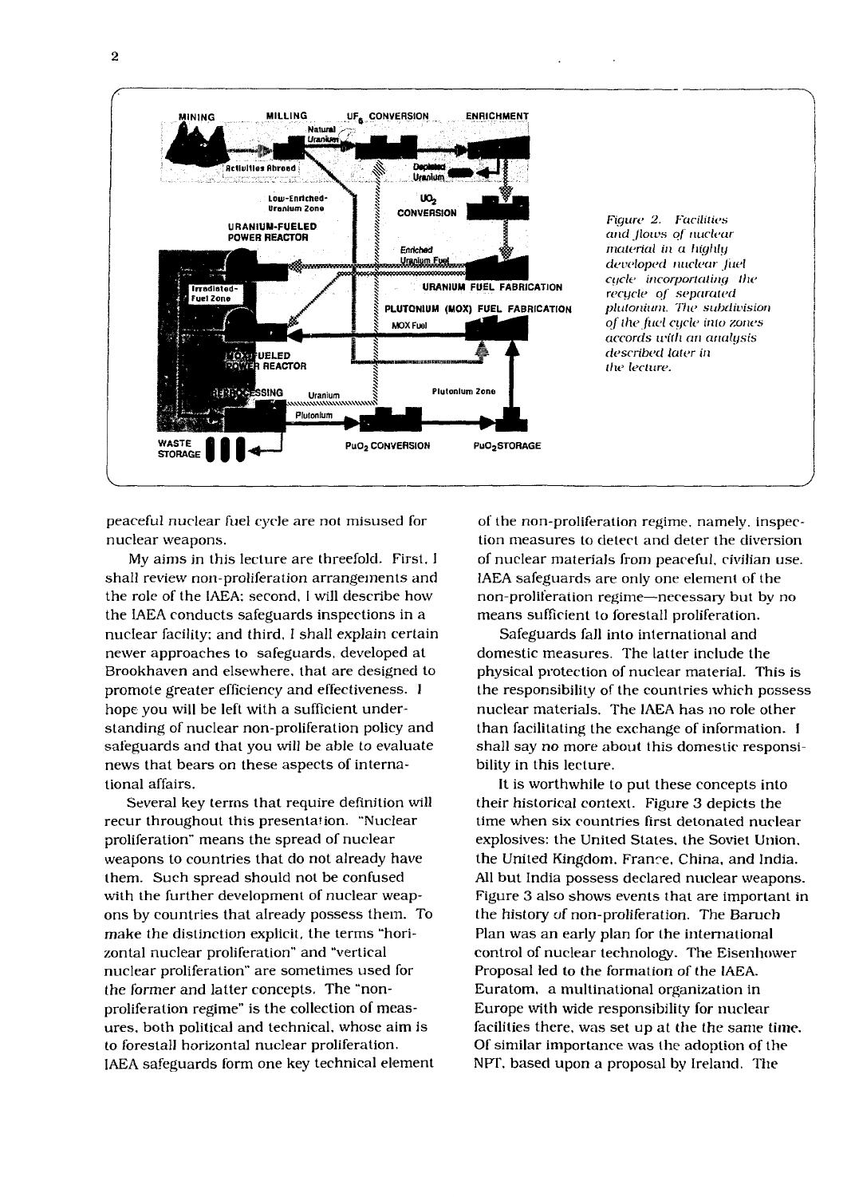*Figure 2. Facilities and flows of nuclear material in a highly developed nuclear fuel cycle incorporating the recycle of separated plutonium. The subdivision of the fuel cycle into zones accords with an analysis described later in the lecture.*

peaceful nuclear fuel cycle are not misused for nuclear weapons.

My aims in this lecture are threefold. First, I shall review non-proliferation arrangements and the role of the IAEA; second, I will describe how the IAEA conducts safeguards inspections in a nuclear facility; and third, I shall explain certain newer approaches to safeguards, developed at Brookhaven and elsewhere, that are designed to promote greater efficiency and effectiveness. I hope you will be left with a sufficient understanding of nuclear non-proliferation policy and safeguards and that you will be able to evaluate news that bears on these aspects of international affairs.

Several key terms that require definition will recur throughout this presentation. "Nuclear proliferation" means the spread of nuclear weapons to countries that do not already have them. Such spread should not be confused with the further development of nuclear weapons by countries that already possess them. To make the distinction explicit, the terms "horizontal nuclear proliferation" and "vertical nuclear proliferation" are sometimes used for the former and latter concepts. The "non-proliferation regime" is the collection of measures, both political and technical, whose aim is to forestall horizontal nuclear proliferation. IAEA safeguards form one key technical element of the non-proliferation regime, namely, inspection measures to detect and deter the diversion of nuclear materials from peaceful, civilian use. IAEA safeguards are only one element of the non-proliferation regime—necessary but by no means sufficient to forestall proliferation.

Safeguards fall into international and domestic measures. The latter include the physical protection of nuclear material. This is the responsibility of the countries which possess nuclear materials. The IAEA has no role other than facilitating the exchange of information. I shall say no more about this domestic responsibility in this lecture.

It is worthwhile to put these concepts into their historical context. Figure 3 depicts the time when six countries first detonated nuclear explosives: the United States, the Soviet Union, the United Kingdom, France, China, and India. All but India possess declared nuclear weapons. Figure 3 also shows events that are important in the history of non-proliferation. The Baruch Plan was an early plan for the international control of nuclear technology. The Eisenhower Proposal led to the formation of the IAEA. Euratom, a multinational organization in Europe with wide responsibility for nuclear facilities there, was set up at the the same time. Of similar importance was the adoption of the NPT, based upon a proposal by Ireland. The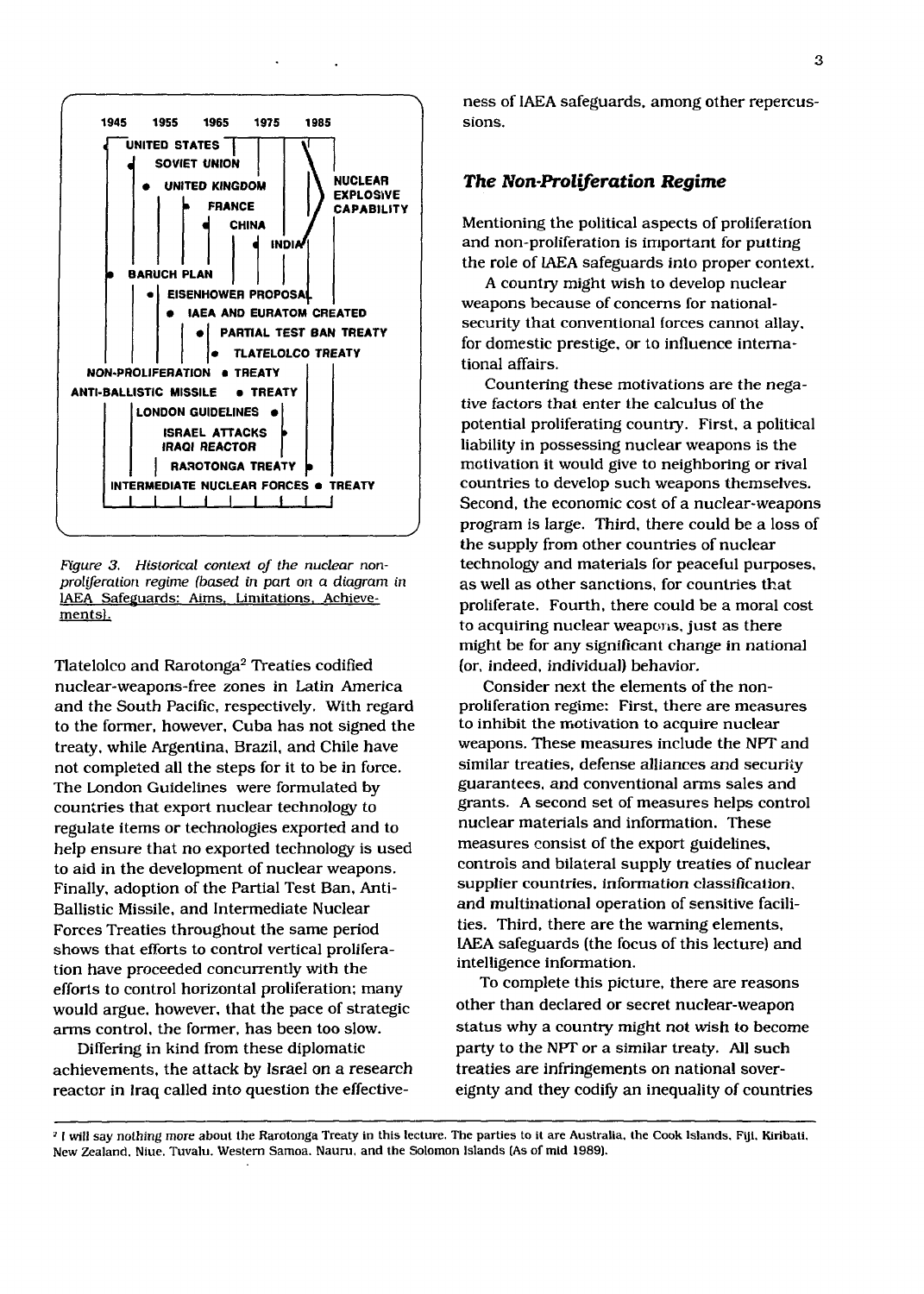1945 1955 1965 1975 1985

UNITED STATES
SOVIET UNION
UNITED KINGDOM
FRANCE
CHINA
INDIA
NUCLEAR EXPLOSIVE CAPABILITY
BARUCH PLAN
EISENHOWER PROPOSAL
IAEA AND EURATOM CREATED
PARTIAL TEST BAN TREATY
TLATELOLCO TREATY
NON-PROLIFERATION TREATY
ANTI-BALLISTIC MISSILE TREATY
LONDON GUIDELINES
ISRAEL ATTACKS IRAQI REACTOR
RAROTONGA TREATY
INTERMEDIATE NUCLEAR FORCES TREATY

*Figure 3. Historical context of the nuclear non-proliferation regime (based in part on a diagram in IAEA Safeguards: Aims, Limitations, Achievements).*

Tlatelolco and Rarotonga[2] Treaties codified nuclear-weapons-free zones in Latin America and the South Pacific, respectively. With regard to the former, however, Cuba has not signed the treaty, while Argentina, Brazil, and Chile have not completed all the steps for it to be in force. The London Guidelines were formulated by countries that export nuclear technology to regulate items or technologies exported and to help ensure that no exported technology is used to aid in the development of nuclear weapons. Finally, adoption of the Partial Test Ban, Anti-Ballistic Missile, and Intermediate Nuclear Forces Treaties throughout the same period shows that efforts to control vertical proliferation have proceeded concurrently with the efforts to control horizontal proliferation; many would argue, however, that the pace of strategic arms control, the former, has been too slow.

Differing in kind from these diplomatic achievements, the attack by Israel on a research reactor in Iraq called into question the effectiveness of IAEA safeguards, among other repercussions.

## *The Non-Proliferation Regime*

Mentioning the political aspects of proliferation and non-proliferation is important for putting the role of IAEA safeguards into proper context.

A country might wish to develop nuclear weapons because of concerns for national-security that conventional forces cannot allay, for domestic prestige, or to influence international affairs.

Countering these motivations are the negative factors that enter the calculus of the potential proliferating country. First, a political liability in possessing nuclear weapons is the motivation it would give to neighboring or rival countries to develop such weapons themselves. Second, the economic cost of a nuclear-weapons program is large. Third, there could be a loss of the supply from other countries of nuclear technology and materials for peaceful purposes, as well as other sanctions, for countries that proliferate. Fourth, there could be a moral cost to acquiring nuclear weapons, just as there might be for any significant change in national (or, indeed, individual) behavior.

Consider next the elements of the non-proliferation regime: First, there are measures to inhibit the motivation to acquire nuclear weapons. These measures include the NPT and similar treaties, defense alliances and security guarantees, and conventional arms sales and grants. A second set of measures helps control nuclear materials and information. These measures consist of the export guidelines, controls and bilateral supply treaties of nuclear supplier countries, information classification, and multinational operation of sensitive facilities. Third, there are the warning elements, IAEA safeguards (the focus of this lecture) and intelligence information.

To complete this picture, there are reasons other than declared or secret nuclear-weapon status why a country might not wish to become party to the NPT or a similar treaty. All such treaties are infringements on national sovereignty and they codify an inequality of countries

[2] I will say nothing more about the Rarotonga Treaty in this lecture. The parties to it are Australia, the Cook Islands, Fiji, Kiribati, New Zealand, Niue, Tuvalu, Western Samoa, Nauru, and the Solomon Islands (As of mid 1989).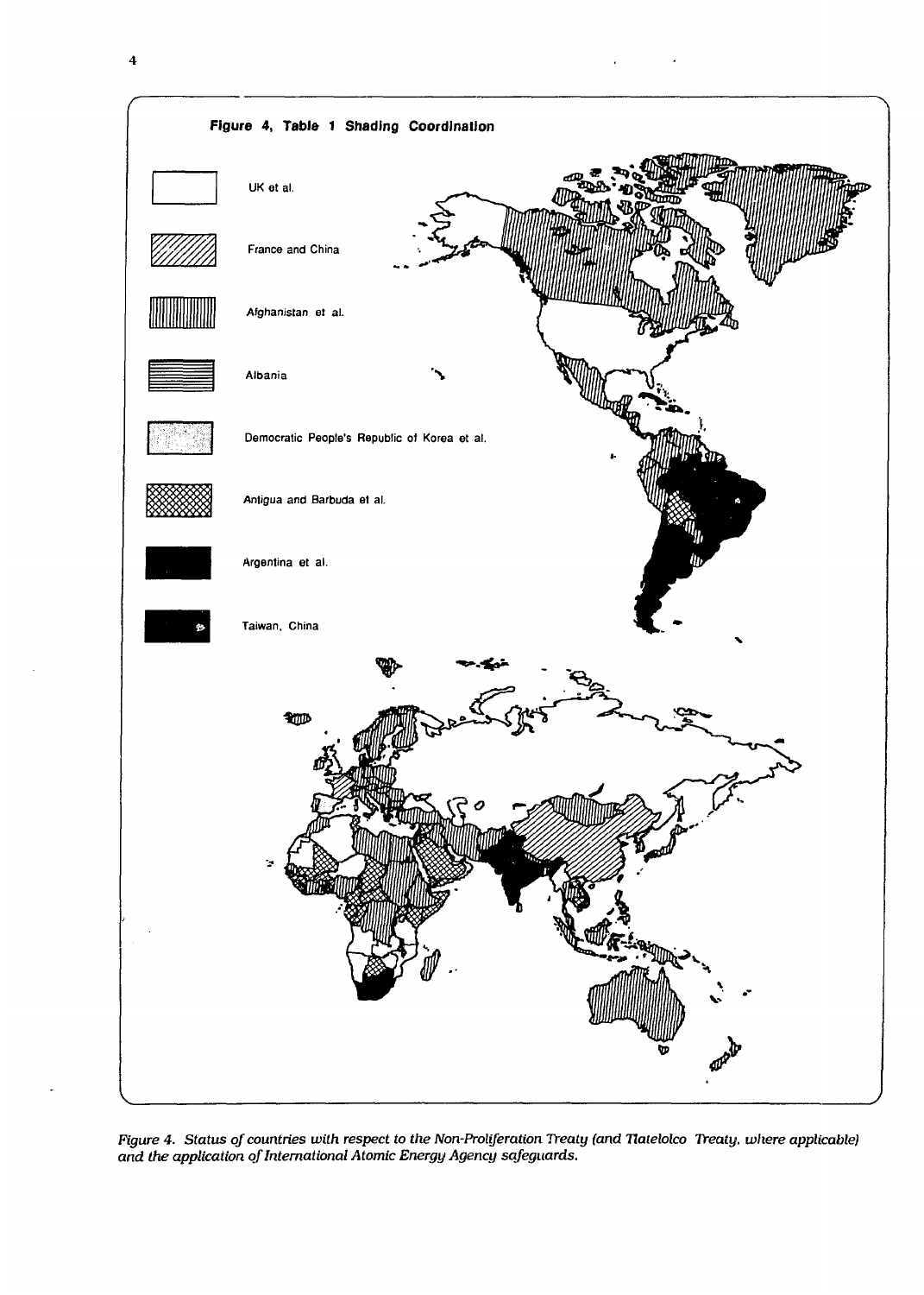**Figure 4, Table 1 Shading Coordination**

- UK et al.
- France and China
- Afghanistan et al.
- Albania
- Democratic People's Republic of Korea et al.
- Antigua and Barbuda et al.
- Argentina et al.
- Taiwan, China

*Figure 4. Status of countries with respect to the Non-Proliferation Treaty (and Tlatelolco Treaty, where applicable) and the application of International Atomic Energy Agency safeguards.*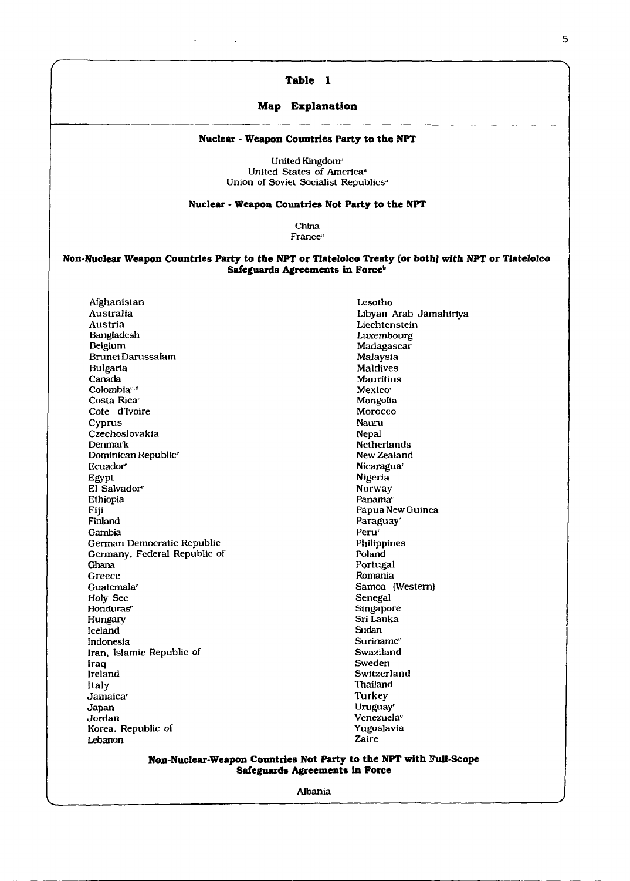## Table 1

### Map Explanation

**Nuclear - Weapon Countries Party to the NPT**

United Kingdom[a]
United States of America[a]
Union of Soviet Socialist Republics[a]

**Nuclear - Weapon Countries Not Party to the NPT**

China
France[a]

***Non-Nuclear Weapon Countries Party to the NPT or Tlatelolco Treaty (or both) with NPT or Tlatelolco Safeguards Agreements in Force[b]***

Afghanistan
Australia
Austria
Bangladesh
Belgium
Brunei Darussalam
Bulgaria
Canada
Colombia[c,d]
Costa Rica[c]
Cote d'Ivoire
Cyprus
Czechoslovakia
Denmark
Dominican Republic[c]
Ecuador[c]
Egypt
El Salvador[c]
Ethiopia
Fiji
Finland
Gambia
German Democratic Republic
Germany, Federal Republic of
Ghana
Greece
Guatemala[c]
Holy See
Honduras[c]
Hungary
Iceland
Indonesia
Iran, Islamic Republic of
Iraq
Ireland
Italy
Jamaica[c]
Japan
Jordan
Korea, Republic of
Lebanon
Lesotho
Libyan Arab Jamahiriya
Liechtenstein
Luxembourg
Madagascar
Malaysia
Maldives
Mauritius
Mexico[c]
Mongolia
Morocco
Nauru
Nepal
Netherlands
New Zealand
Nicaragua[c]
Nigeria
Norway
Panama[c]
Papua New Guinea
Paraguay[c]
Peru[c]
Philippines
Poland
Portugal
Romania
Samoa (Western)
Senegal
Singapore
Sri Lanka
Sudan
Suriname[c]
Swaziland
Sweden
Switzerland
Thailand
Turkey
Uruguay[c]
Venezuela[c]
Yugoslavia
Zaire

**Non-Nuclear-Weapon Countries Not Party to the NPT with Full-Scope Safeguards Agreements in Force**

Albania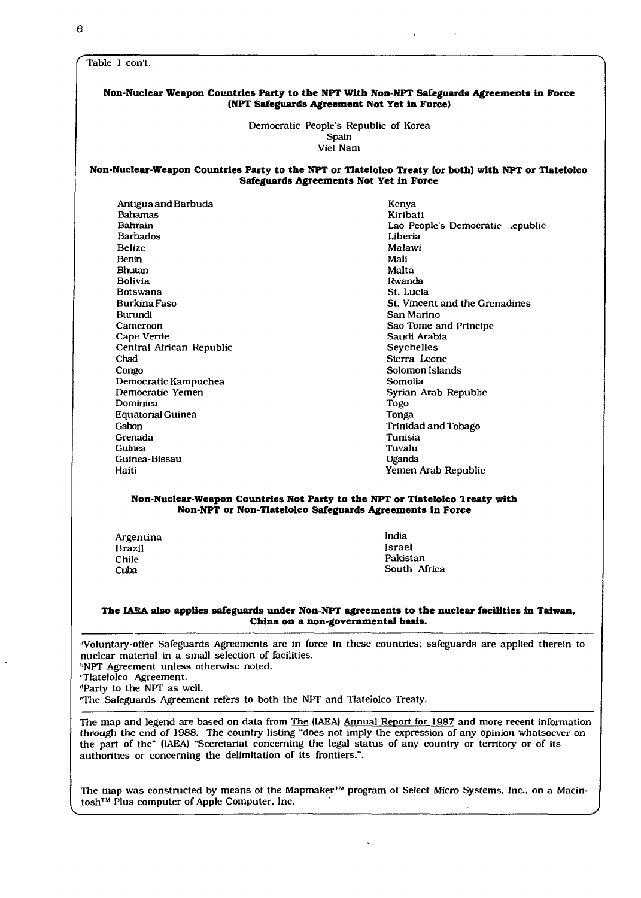Table 1 con't.

**Non-Nuclear Weapon Countries Party to the NPT With Non-NPT Safeguards Agreements in Force (NPT Safeguards Agreement Not Yet in Force)**

Democratic People's Republic of Korea
Spain
Viet Nam

**Non-Nuclear-Weapon Countries Party to the NPT or Tlatelolco Treaty (or both) with NPT or Tlatelolco Safeguards Agreements Not Yet in Force**

Antigua and Barbuda
Bahamas
Bahrain
Barbados
Belize
Benin
Bhutan
Bolivia
Botswana
Burkina Faso
Burundi
Cameroon
Cape Verde
Central African Republic
Chad
Congo
Democratic Kampuchea
Democratic Yemen
Dominica
Equatorial Guinea
Gabon
Grenada
Guinea
Guinea-Bissau
Haiti
Kenya
Kiribati
Lao People's Democratic Republic
Liberia
Malawi
Mali
Malta
Rwanda
St. Lucia
St. Vincent and the Grenadines
San Marino
Sao Tome and Principe
Saudi Arabia
Seychelles
Sierra Leone
Solomon Islands
Somolia
Syrian Arab Republic
Togo
Tonga
Trinidad and Tobago
Tunisia
Tuvalu
Uganda
Yemen Arab Republic

**Non-Nuclear-Weapon Countries Not Party to the NPT or Tlatelolco Treaty with Non-NPT or Non-Tlatelolco Safeguards Agreements in Force**

Argentina
Brazil
Chile
Cuba
India
Israel
Pakistan
South Africa

**The IAEA also applies safeguards under Non-NPT agreements to the nuclear facilities in Taiwan, China on a non-governmental basis.**

---

[a]Voluntary-offer Safeguards Agreements are in force in these countries; safeguards are applied therein to nuclear material in a small selection of facilities.
[b]NPT Agreement unless otherwise noted.
[c]Tlatelolco Agreement.
[d]Party to the NPT as well.
[e]The Safeguards Agreement refers to both the NPT and Tlatelolco Treaty.

---

The map and legend are based on data from The (IAEA) Annual Report for 1987 and more recent information through the end of 1988. The country listing "does not imply the expression of any opinion whatsoever on the part of the" (IAEA) "Secretariat concerning the legal status of any country or territory or of its authorities or concerning the delimitation of its frontiers.".

The map was constructed by means of the Mapmaker™ program of Select Micro Systems, Inc., on a Macintosh™ Plus computer of Apple Computer, Inc.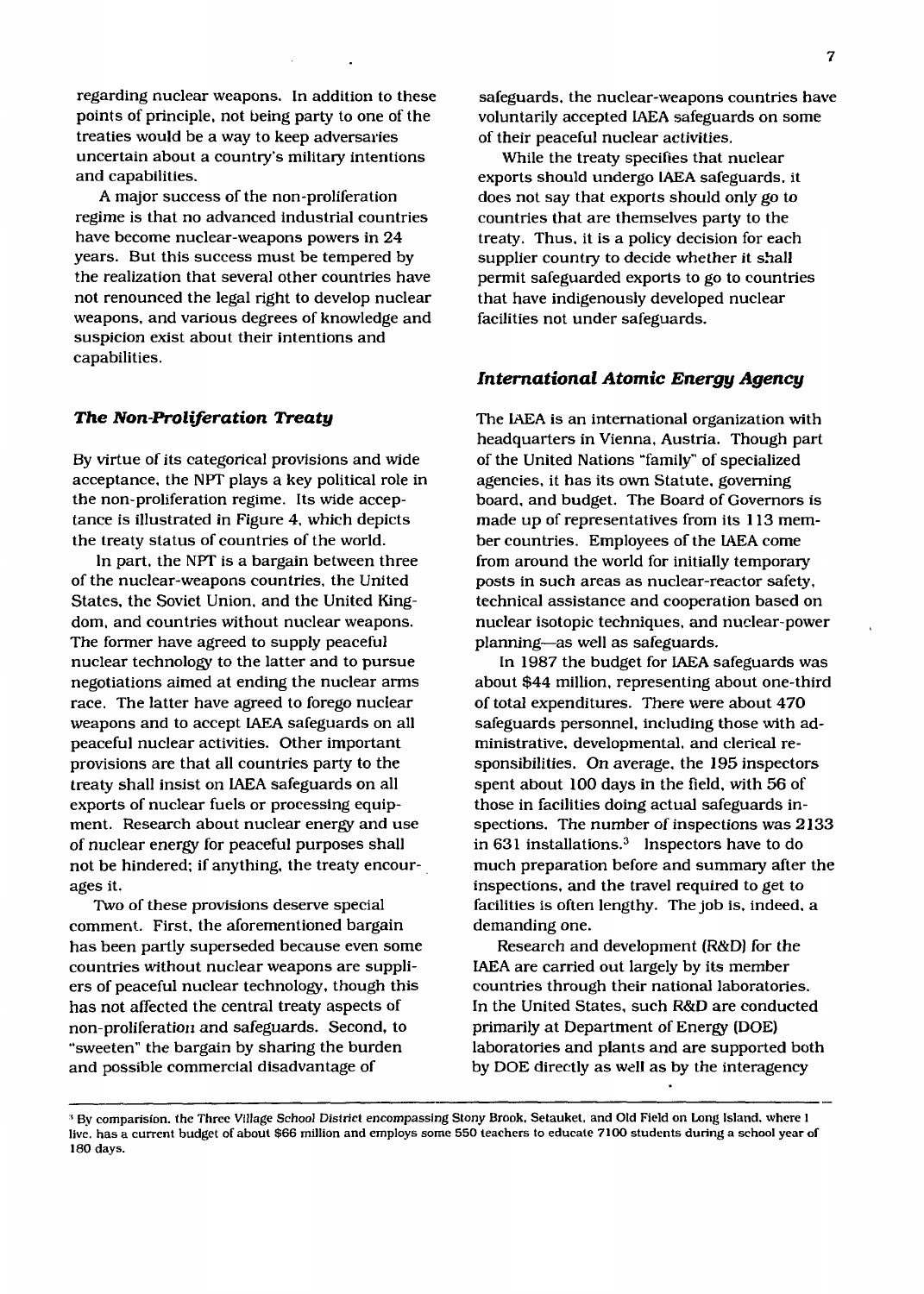regarding nuclear weapons. In addition to these points of principle, not being party to one of the treaties would be a way to keep adversaries uncertain about a country's military intentions and capabilities.

A major success of the non-proliferation regime is that no advanced industrial countries have become nuclear-weapons powers in 24 years. But this success must be tempered by the realization that several other countries have not renounced the legal right to develop nuclear weapons, and various degrees of knowledge and suspicion exist about their intentions and capabilities.

### *The Non-Proliferation Treaty*

By virtue of its categorical provisions and wide acceptance, the NPT plays a key political role in the non-proliferation regime. Its wide acceptance is illustrated in Figure 4, which depicts the treaty status of countries of the world.

In part, the NPT is a bargain between three of the nuclear-weapons countries, the United States, the Soviet Union, and the United Kingdom, and countries without nuclear weapons. The former have agreed to supply peaceful nuclear technology to the latter and to pursue negotiations aimed at ending the nuclear arms race. The latter have agreed to forego nuclear weapons and to accept IAEA safeguards on all peaceful nuclear activities. Other important provisions are that all countries party to the treaty shall insist on IAEA safeguards on all exports of nuclear fuels or processing equipment. Research about nuclear energy and use of nuclear energy for peaceful purposes shall not be hindered; if anything, the treaty encourages it.

Two of these provisions deserve special comment. First, the aforementioned bargain has been partly superseded because even some countries without nuclear weapons are suppliers of peaceful nuclear technology, though this has not affected the central treaty aspects of non-proliferation and safeguards. Second, to "sweeten" the bargain by sharing the burden and possible commercial disadvantage of safeguards, the nuclear-weapons countries have voluntarily accepted IAEA safeguards on some of their peaceful nuclear activities.

While the treaty specifies that nuclear exports should undergo IAEA safeguards, it does not say that exports should only go to countries that are themselves party to the treaty. Thus, it is a policy decision for each supplier country to decide whether it shall permit safeguarded exports to go to countries that have indigenously developed nuclear facilities not under safeguards.

### *International Atomic Energy Agency*

The IAEA is an international organization with headquarters in Vienna, Austria. Though part of the United Nations "family" of specialized agencies, it has its own Statute, governing board, and budget. The Board of Governors is made up of representatives from its 113 member countries. Employees of the IAEA come from around the world for initially temporary posts in such areas as nuclear-reactor safety, technical assistance and cooperation based on nuclear isotopic techniques, and nuclear-power planning—as well as safeguards.

In 1987 the budget for IAEA safeguards was about $44 million, representing about one-third of total expenditures. There were about 470 safeguards personnel, including those with administrative, developmental, and clerical responsibilities. On average, the 195 inspectors spent about 100 days in the field, with 56 of those in facilities doing actual safeguards inspections. The number of inspections was 2133 in 631 installations.[3] Inspectors have to do much preparation before and summary after the inspections, and the travel required to get to facilities is often lengthy. The job is, indeed, a demanding one.

Research and development (R&D) for the IAEA are carried out largely by its member countries through their national laboratories. In the United States, such R&D are conducted primarily at Department of Energy (DOE) laboratories and plants and are supported both by DOE directly as well as by the interagency

---

[3] By comparison, the Three Village School District encompassing Stony Brook, Setauket, and Old Field on Long Island, where I live, has a current budget of about $66 million and employs some 550 teachers to educate 7100 students during a school year of 180 days.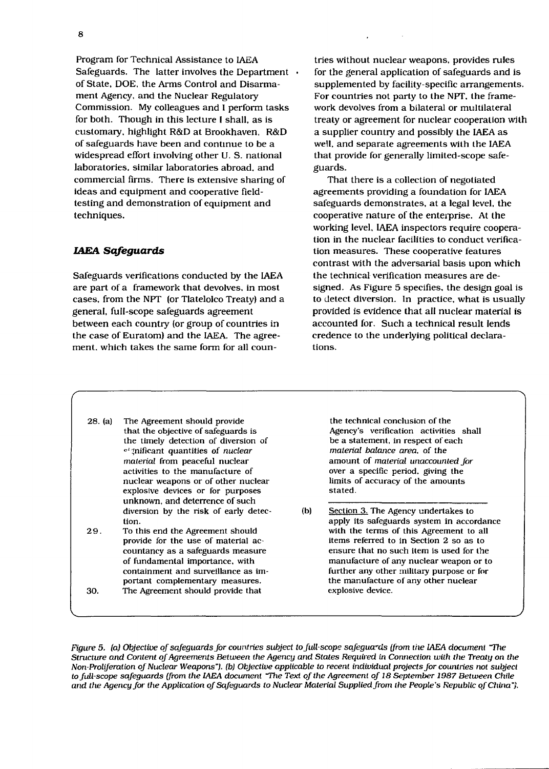Program for Technical Assistance to IAEA Safeguards. The latter involves the Department of State, DOE, the Arms Control and Disarmament Agency, and the Nuclear Regulatory Commission. My colleagues and I perform tasks for both. Though in this lecture I shall, as is customary, highlight R&D at Brookhaven, R&D of safeguards have been and continue to be a widespread effort involving other U. S. national laboratories, similar laboratories abroad, and commercial firms. There is extensive sharing of ideas and equipment and cooperative field-testing and demonstration of equipment and techniques.

### *IAEA Safeguards*

Safeguards verifications conducted by the IAEA are part of a framework that devolves, in most cases, from the NPT (or Tlatelolco Treaty) and a general, full-scope safeguards agreement between each country (or group of countries in the case of Euratom) and the IAEA. The agreement, which takes the same form for all countries without nuclear weapons, provides rules for the general application of safeguards and is supplemented by facility-specific arrangements. For countries not party to the NPT, the framework devolves from a bilateral or multilateral treaty or agreement for nuclear cooperation with a supplier country and possibly the IAEA as well, and separate agreements with the IAEA that provide for generally limited-scope safeguards.

That there is a collection of negotiated agreements providing a foundation for IAEA safeguards demonstrates, at a legal level, the cooperative nature of the enterprise. At the working level, IAEA inspectors require cooperation in the nuclear facilities to conduct verification measures. These cooperative features contrast with the adversarial basis upon which the technical verification measures are designed. As Figure 5 specifies, the design goal is to detect diversion. In practice, what is usually provided is evidence that all nuclear material is accounted for. Such a technical result lends credence to the underlying political declarations.

28. (a) The Agreement should provide that the objective of safeguards is the timely detection of diversion of significant quantities of *nuclear material* from peaceful nuclear activities to the manufacture of nuclear weapons or of other nuclear explosive devices or for purposes unknown, and deterrence of such diversion by the risk of early detection.

29. To this end the Agreement should provide for the use of material accountancy as a safeguards measure of fundamental importance, with containment and surveillance as important complementary measures.

30. The Agreement should provide that the technical conclusion of the Agency's verification activities shall be a statement, in respect of each *material balance area*, of the amount of *material unaccounted for* over a specific period, giving the limits of accuracy of the amounts stated.

(b) Section 3. The Agency undertakes to apply its safeguards system in accordance with the terms of this Agreement to all items referred to in Section 2 so as to ensure that no such item is used for the manufacture of any nuclear weapon or to further any other military purpose or for the manufacture of any other nuclear explosive device.

*Figure 5. (a) Objective of safeguards for countries subject to full-scope safeguards (from the IAEA document "The Structure and Content of Agreements Between the Agency and States Required in Connection with the Treaty on the Non-Proliferation of Nuclear Weapons"). (b) Objective applicable to recent individual projects for countries not subject to full-scope safeguards (from the IAEA document "The Text of the Agreement of 18 September 1987 Between Chile and the Agency for the Application of Safeguards to Nuclear Material Supplied from the People's Republic of China").*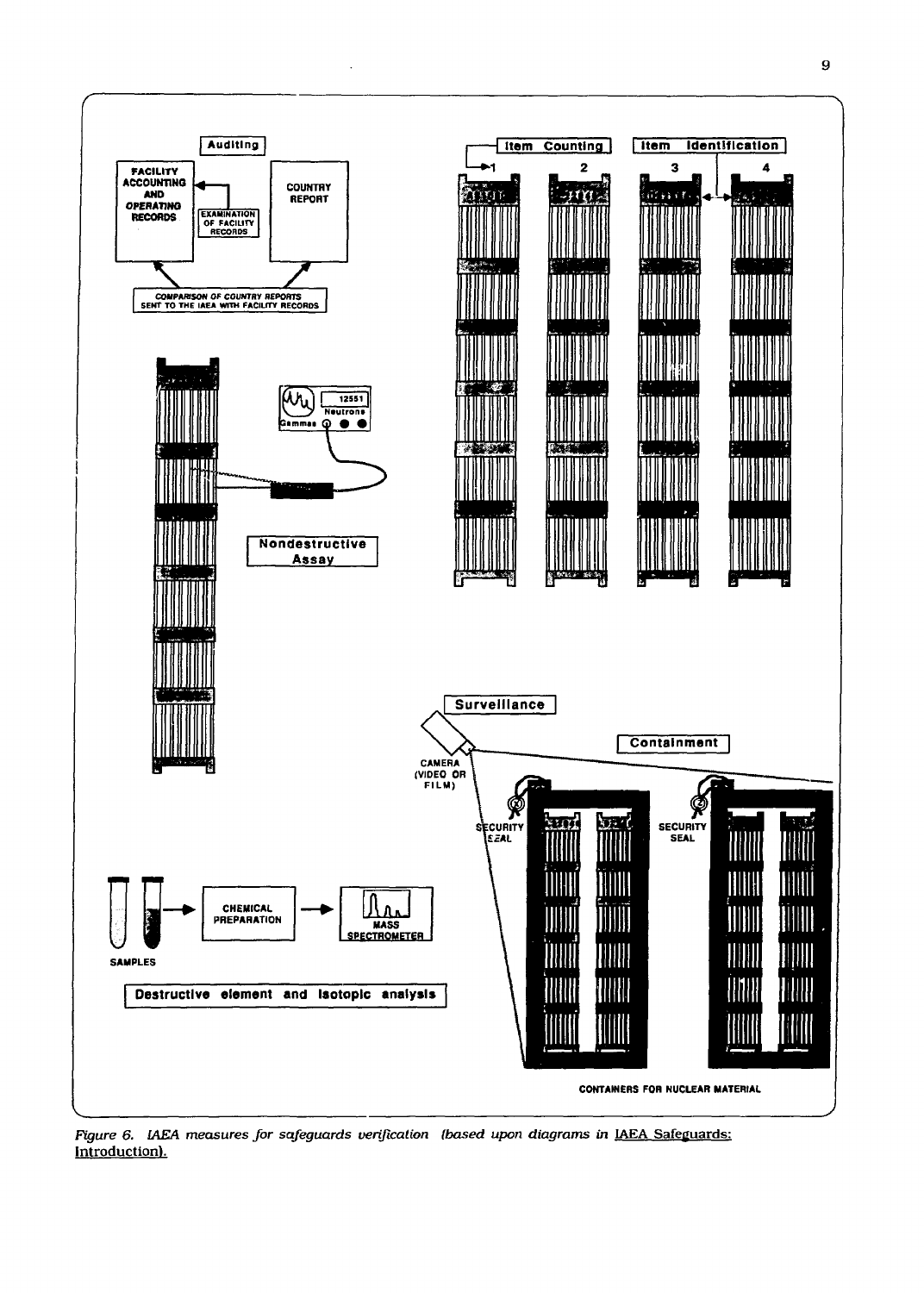*Figure 6. IAEA measures for safeguards verification (based upon diagrams in IAEA Safeguards: Introduction).*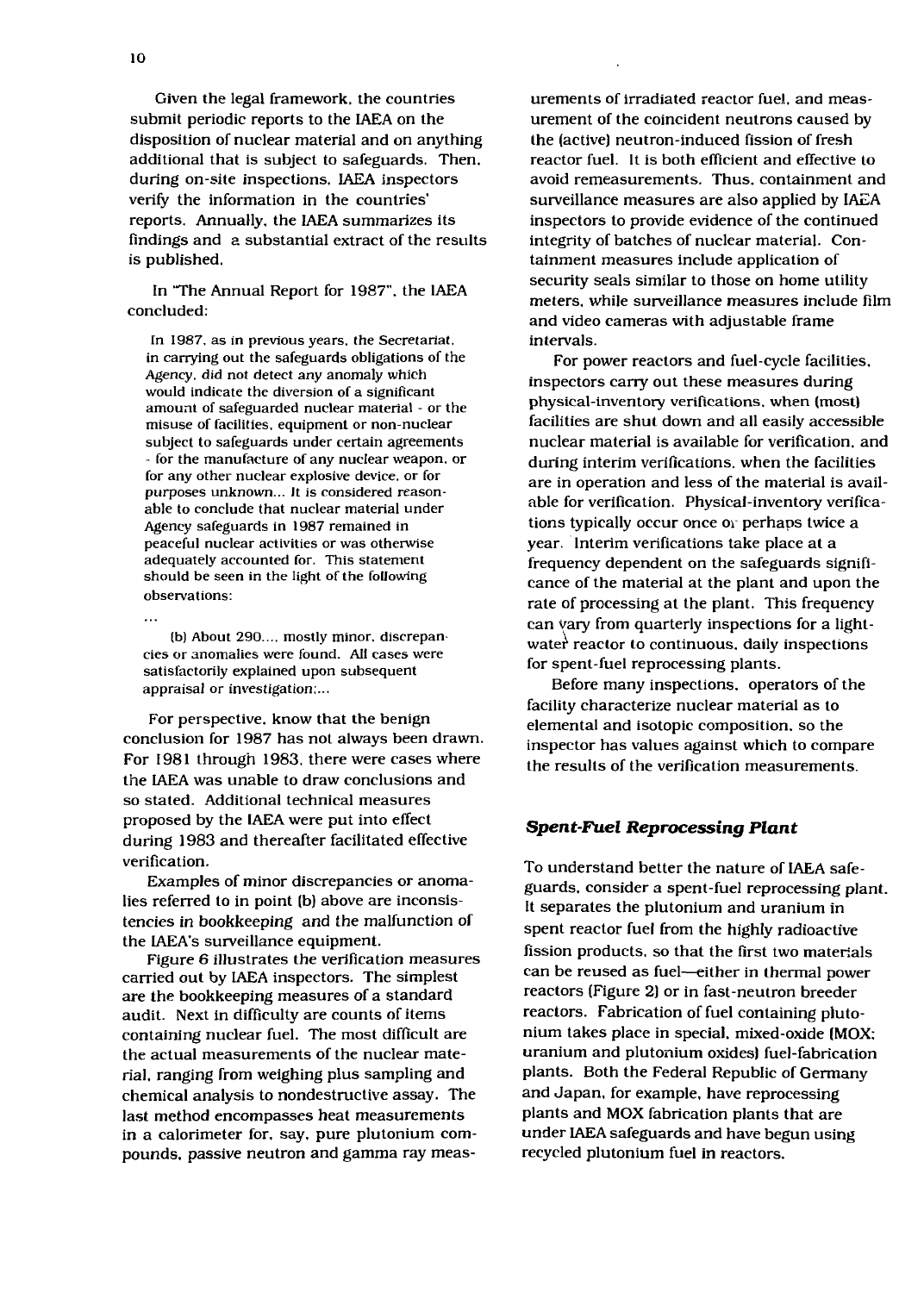Given the legal framework, the countries submit periodic reports to the IAEA on the disposition of nuclear material and on anything additional that is subject to safeguards. Then, during on-site inspections, IAEA inspectors verify the information in the countries' reports. Annually, the IAEA summarizes its findings and a substantial extract of the results is published.

In "The Annual Report for 1987", the IAEA concluded:

> In 1987, as in previous years, the Secretariat, in carrying out the safeguards obligations of the Agency, did not detect any anomaly which would indicate the diversion of a significant amount of safeguarded nuclear material - or the misuse of facilities, equipment or non-nuclear subject to safeguards under certain agreements - for the manufacture of any nuclear weapon, or for any other nuclear explosive device, or for purposes unknown... It is considered reasonable to conclude that nuclear material under Agency safeguards in 1987 remained in peaceful nuclear activities or was otherwise adequately accounted for. This statement should be seen in the light of the following observations:
>
> ...
>
> (b) About 290..., mostly minor, discrepancies or anomalies were found. All cases were satisfactorily explained upon subsequent appraisal or investigation;...

For perspective, know that the benign conclusion for 1987 has not always been drawn. For 1981 through 1983, there were cases where the IAEA was unable to draw conclusions and so stated. Additional technical measures proposed by the IAEA were put into effect during 1983 and thereafter facilitated effective verification.

Examples of minor discrepancies or anomalies referred to in point (b) above are inconsistencies in bookkeeping and the malfunction of the IAEA's surveillance equipment.

Figure 6 illustrates the verification measures carried out by IAEA inspectors. The simplest are the bookkeeping measures of a standard audit. Next in difficulty are counts of items containing nuclear fuel. The most difficult are the actual measurements of the nuclear material, ranging from weighing plus sampling and chemical analysis to nondestructive assay. The last method encompasses heat measurements in a calorimeter for, say, pure plutonium compounds, passive neutron and gamma ray measurements of irradiated reactor fuel, and measurement of the coincident neutrons caused by the (active) neutron-induced fission of fresh reactor fuel. It is both efficient and effective to avoid remeasurements. Thus, containment and surveillance measures are also applied by IAEA inspectors to provide evidence of the continued integrity of batches of nuclear material. Containment measures include application of security seals similar to those on home utility meters, while surveillance measures include film and video cameras with adjustable frame intervals.

For power reactors and fuel-cycle facilities, inspectors carry out these measures during physical-inventory verifications, when (most) facilities are shut down and all easily accessible nuclear material is available for verification, and during interim verifications, when the facilities are in operation and less of the material is available for verification. Physical-inventory verifications typically occur once or perhaps twice a year. Interim verifications take place at a frequency dependent on the safeguards significance of the material at the plant and upon the rate of processing at the plant. This frequency can vary from quarterly inspections for a light-water reactor to continuous, daily inspections for spent-fuel reprocessing plants.

Before many inspections, operators of the facility characterize nuclear material as to elemental and isotopic composition, so the inspector has values against which to compare the results of the verification measurements.

### *Spent-Fuel Reprocessing Plant*

To understand better the nature of IAEA safeguards, consider a spent-fuel reprocessing plant. It separates the plutonium and uranium in spent reactor fuel from the highly radioactive fission products, so that the first two materials can be reused as fuel—either in thermal power reactors (Figure 2) or in fast-neutron breeder reactors. Fabrication of fuel containing plutonium takes place in special, mixed-oxide (MOX; uranium and plutonium oxides) fuel-fabrication plants. Both the Federal Republic of Germany and Japan, for example, have reprocessing plants and MOX fabrication plants that are under IAEA safeguards and have begun using recycled plutonium fuel in reactors.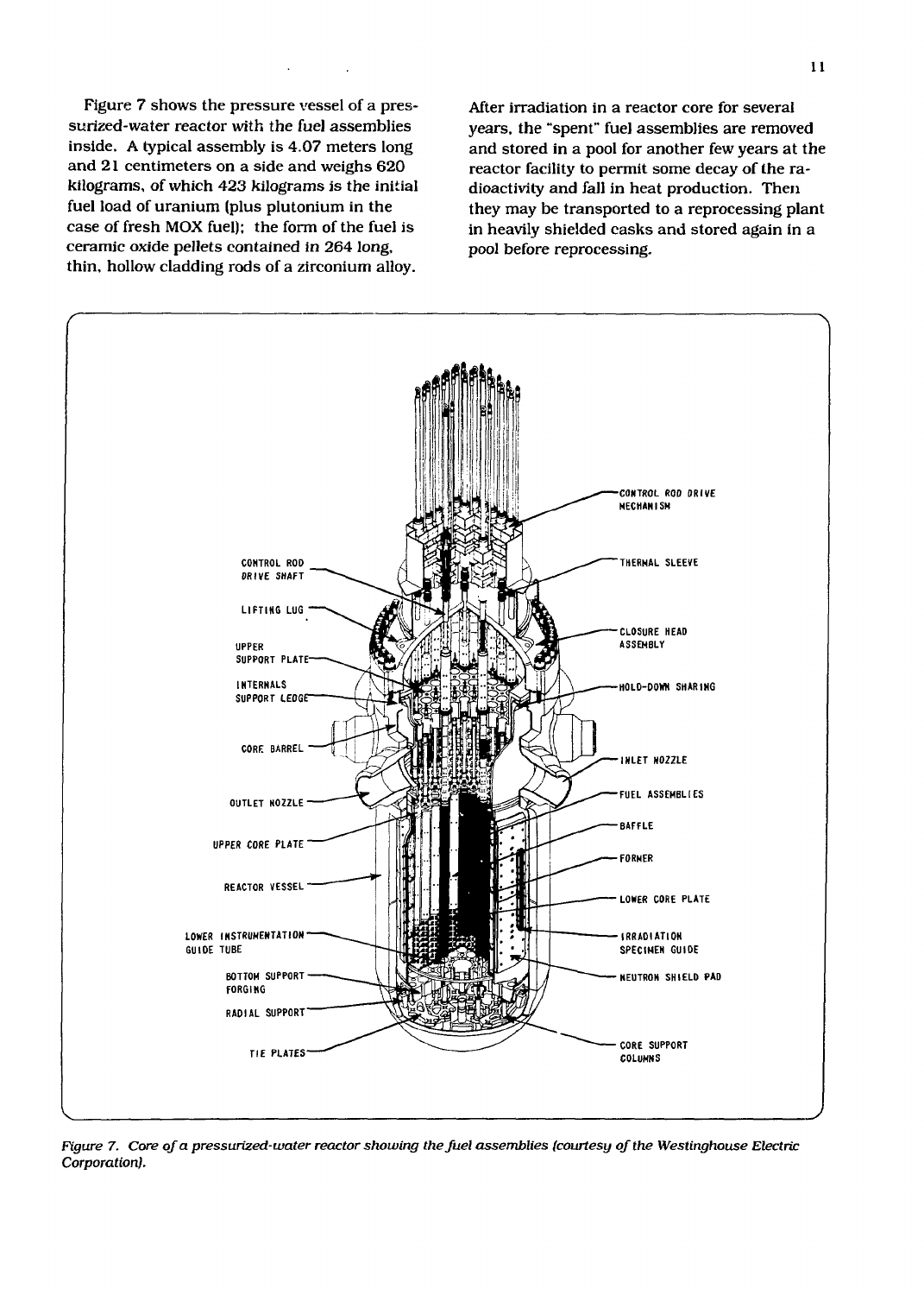Figure 7 shows the pressure vessel of a pressurized-water reactor with the fuel assemblies inside. A typical assembly is 4.07 meters long and 21 centimeters on a side and weighs 620 kilograms, of which 423 kilograms is the initial fuel load of uranium (plus plutonium in the case of fresh MOX fuel); the form of the fuel is ceramic oxide pellets contained in 264 long, thin, hollow cladding rods of a zirconium alloy.

After irradiation in a reactor core for several years, the "spent" fuel assemblies are removed and stored in a pool for another few years at the reactor facility to permit some decay of the radioactivity and fall in heat production. Then they may be transported to a reprocessing plant in heavily shielded casks and stored again in a pool before reprocessing.

*Figure 7. Core of a pressurized-water reactor showing the fuel assemblies (courtesy of the Westinghouse Electric Corporation).*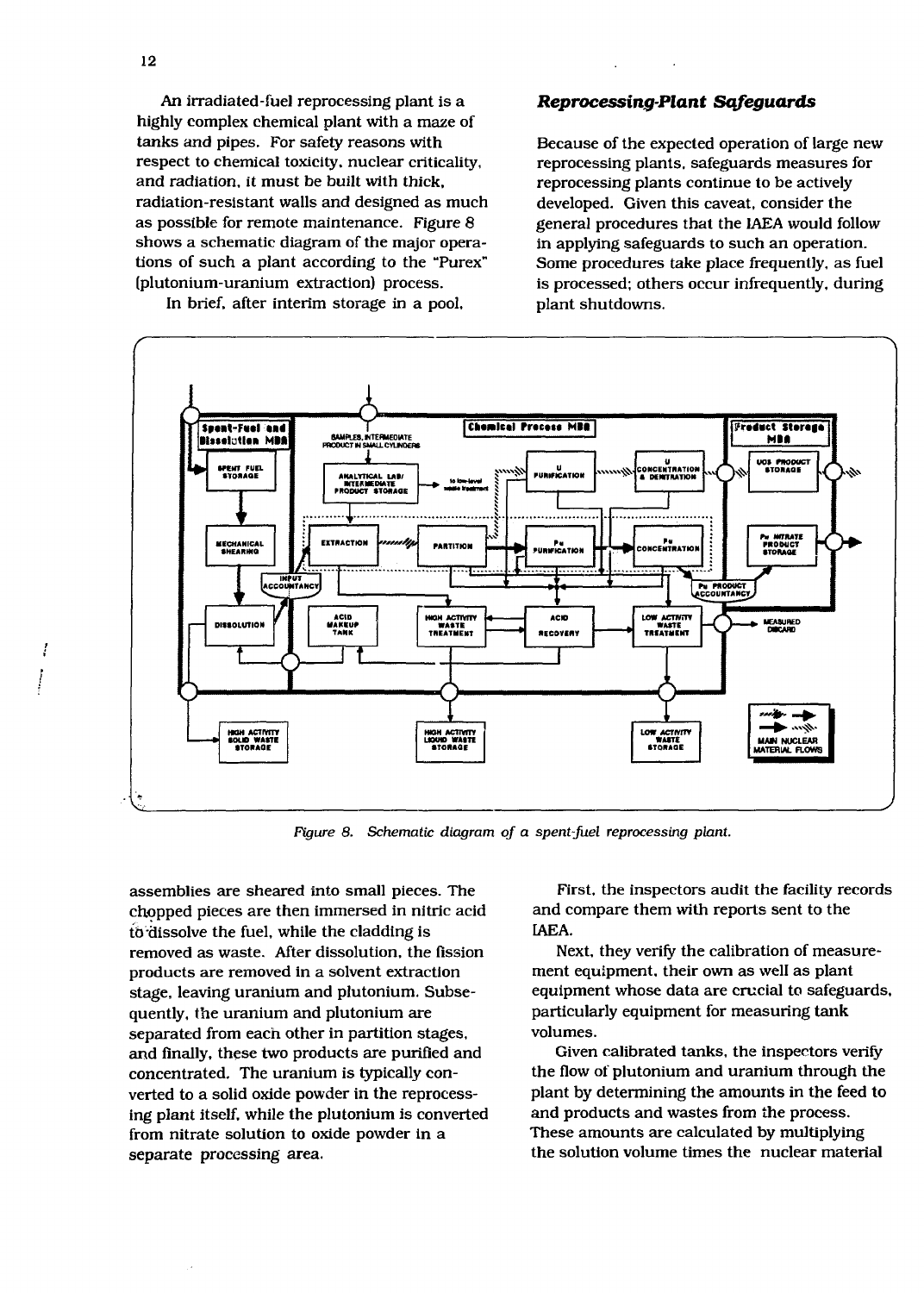An irradiated-fuel reprocessing plant is a highly complex chemical plant with a maze of tanks and pipes. For safety reasons with respect to chemical toxicity, nuclear criticality, and radiation, it must be built with thick, radiation-resistant walls and designed as much as possible for remote maintenance. Figure 8 shows a schematic diagram of the major operations of such a plant according to the "Purex" (plutonium-uranium extraction) process.

In brief, after interim storage in a pool, assemblies are sheared into small pieces. The chopped pieces are then immersed in nitric acid to dissolve the fuel, while the cladding is removed as waste. After dissolution, the fission products are removed in a solvent extraction stage, leaving uranium and plutonium. Subsequently, the uranium and plutonium are separated from each other in partition stages, and finally, these two products are purified and concentrated. The uranium is typically converted to a solid oxide powder in the reprocessing plant itself, while the plutonium is converted from nitrate solution to oxide powder in a separate processing area.

*Figure 8. Schematic diagram of a spent-fuel reprocessing plant.*

### *Reprocessing-Plant Safeguards*

Because of the expected operation of large new reprocessing plants, safeguards measures for reprocessing plants continue to be actively developed. Given this caveat, consider the general procedures that the IAEA would follow in applying safeguards to such an operation. Some procedures take place frequently, as fuel is processed; others occur infrequently, during plant shutdowns.

First, the inspectors audit the facility records and compare them with reports sent to the IAEA.

Next, they verify the calibration of measurement equipment, their own as well as plant equipment whose data are crucial to safeguards, particularly equipment for measuring tank volumes.

Given calibrated tanks, the inspectors verify the flow of plutonium and uranium through the plant by determining the amounts in the feed to and products and wastes from the process. These amounts are calculated by multiplying the solution volume times the nuclear material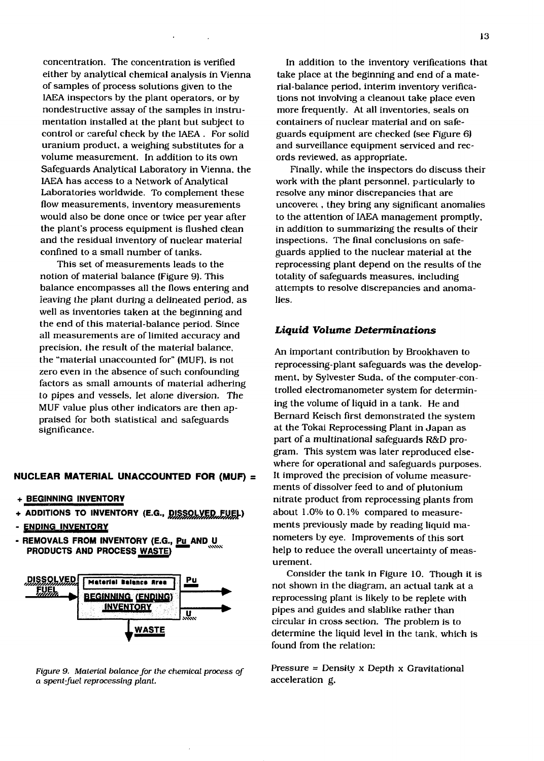concentration. The concentration is verified either by analytical chemical analysis in Vienna of samples of process solutions given to the IAEA inspectors by the plant operators, or by nondestructive assay of the samples in instrumentation installed at the plant but subject to control or careful check by the IAEA . For solid uranium product, a weighing substitutes for a volume measurement. In addition to its own Safeguards Analytical Laboratory in Vienna, the IAEA has access to a Network of Analytical Laboratories worldwide. To complement these flow measurements, inventory measurements would also be done once or twice per year after the plant's process equipment is flushed clean and the residual inventory of nuclear material confined to a small number of tanks.

This set of measurements leads to the notion of material balance (Figure 9). This balance encompasses all the flows entering and leaving the plant during a delineated period, as well as inventories taken at the beginning and the end of this material-balance period. Since all measurements are of limited accuracy and precision, the result of the material balance, the "material unaccounted for" (MUF), is not zero even in the absence of such confounding factors as small amounts of material adhering to pipes and vessels, let alone diversion. The MUF value plus other indicators are then appraised for both statistical and safeguards significance.

**NUCLEAR MATERIAL UNACCOUNTED FOR (MUF) =**

- **+ BEGINNING INVENTORY**
- **+ ADDITIONS TO INVENTORY (E.G., DISSOLVED FUEL)**
- **- ENDING INVENTORY**
- **- REMOVALS FROM INVENTORY (E.G., Pu AND U PRODUCTS AND PROCESS WASTE)**

DISSOLVED FUEL → Material Balance Area: BEGINNING (ENDING) INVENTORY → Pu, U, WASTE

*Figure 9. Material balance for the chemical process of a spent-fuel reprocessing plant.*

In addition to the inventory verifications that take place at the beginning and end of a material-balance period, interim inventory verifications not involving a cleanout take place even more frequently. At all inventories, seals on containers of nuclear material and on safeguards equipment are checked (see Figure 6) and surveillance equipment serviced and records reviewed, as appropriate.

Finally, while the inspectors do discuss their work with the plant personnel, particularly to resolve any minor discrepancies that are uncovered, they bring any significant anomalies to the attention of IAEA management promptly, in addition to summarizing the results of their inspections. The final conclusions on safeguards applied to the nuclear material at the reprocessing plant depend on the results of the totality of safeguards measures, including attempts to resolve discrepancies and anomalies.

### *Liquid Volume Determinations*

An important contribution by Brookhaven to reprocessing-plant safeguards was the development, by Sylvester Suda, of the computer-controlled electromanometer system for determining the volume of liquid in a tank. He and Bernard Keisch first demonstrated the system at the Tokai Reprocessing Plant in Japan as part of a multinational safeguards R&D program. This system was later reproduced elsewhere for operational and safeguards purposes. It improved the precision of volume measurements of dissolver feed to and of plutonium nitrate product from reprocessing plants from about 1.0% to 0.1% compared to measurements previously made by reading liquid manometers by eye. Improvements of this sort help to reduce the overall uncertainty of measurement.

Consider the tank in Figure 10. Though it is not shown in the diagram, an actual tank at a reprocessing plant is likely to be replete with pipes and guides and slablike rather than circular in cross section. The problem is to determine the liquid level in the tank, which is found from the relation:

Pressure = Density x Depth x Gravitational acceleration g.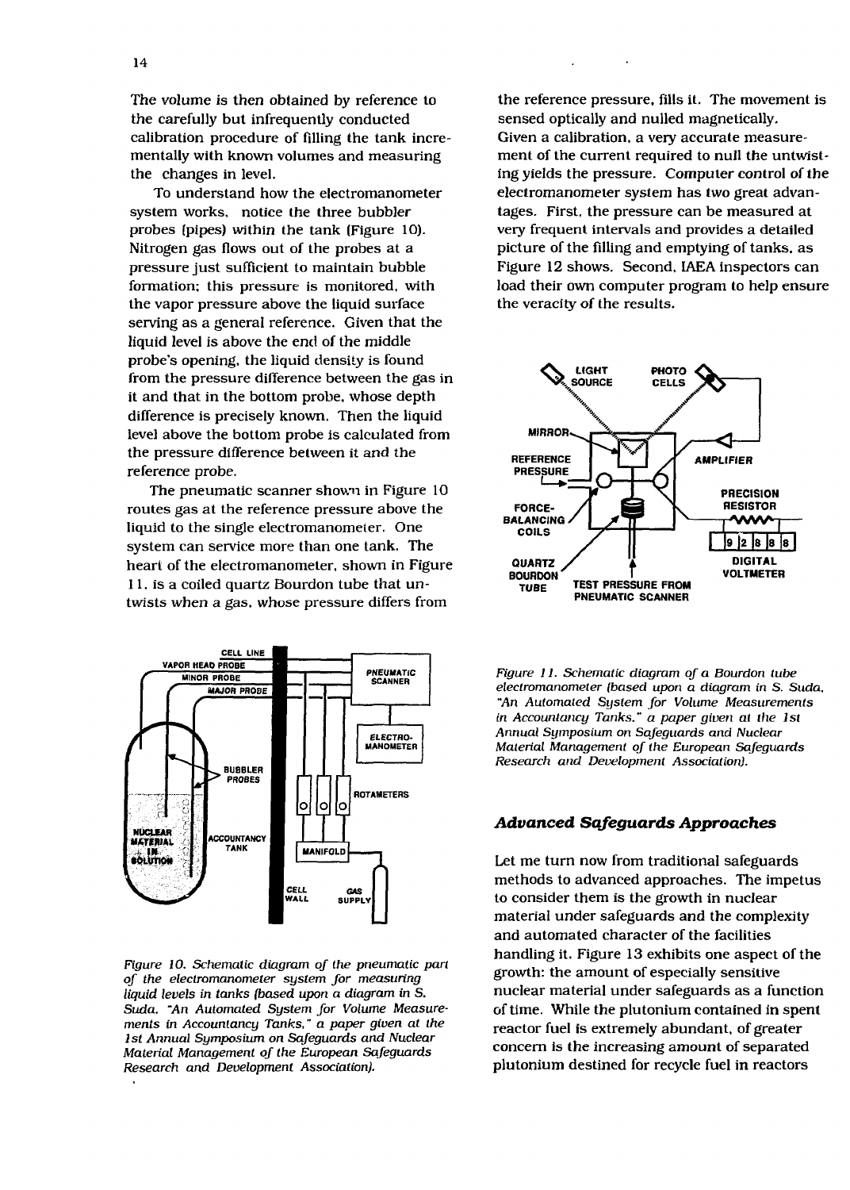The volume is then obtained by reference to the carefully but infrequently conducted calibration procedure of filling the tank incrementally with known volumes and measuring the changes in level.

To understand how the electromanometer system works, notice the three bubbler probes (pipes) within the tank (Figure 10). Nitrogen gas flows out of the probes at a pressure just sufficient to maintain bubble formation; this pressure is monitored, with the vapor pressure above the liquid surface serving as a general reference. Given that the liquid level is above the end of the middle probe's opening, the liquid density is found from the pressure difference between the gas in it and that in the bottom probe, whose depth difference is precisely known. Then the liquid level above the bottom probe is calculated from the pressure difference between it and the reference probe.

The pneumatic scanner shown in Figure 10 routes gas at the reference pressure above the liquid to the single electromanometer. One system can service more than one tank. The heart of the electromanometer, shown in Figure 11, is a coiled quartz Bourdon tube that untwists when a gas, whose pressure differs from the reference pressure, fills it. The movement is sensed optically and nulled magnetically. Given a calibration, a very accurate measurement of the current required to null the untwisting yields the pressure. Computer control of the electromanometer system has two great advantages. First, the pressure can be measured at very frequent intervals and provides a detailed picture of the filling and emptying of tanks, as Figure 12 shows. Second, IAEA inspectors can load their own computer program to help ensure the veracity of the results.

*Figure 10. Schematic diagram of the pneumatic part of the electromanometer system for measuring liquid levels in tanks (based upon a diagram in S. Suda, "An Automated System for Volume Measurements in Accountancy Tanks," a paper given at the 1st Annual Symposium on Safeguards and Nuclear Material Management of the European Safeguards Research and Development Association).*

*Figure 11. Schematic diagram of a Bourdon tube electromanometer (based upon a diagram in S. Suda, "An Automated System for Volume Measurements in Accountancy Tanks," a paper given at the 1st Annual Symposium on Safeguards and Nuclear Material Management of the European Safeguards Research and Development Association).*

### *Advanced Safeguards Approaches*

Let me turn now from traditional safeguards methods to advanced approaches. The impetus to consider them is the growth in nuclear material under safeguards and the complexity and automated character of the facilities handling it. Figure 13 exhibits one aspect of the growth: the amount of especially sensitive nuclear material under safeguards as a function of time. While the plutonium contained in spent reactor fuel is extremely abundant, of greater concern is the increasing amount of separated plutonium destined for recycle fuel in reactors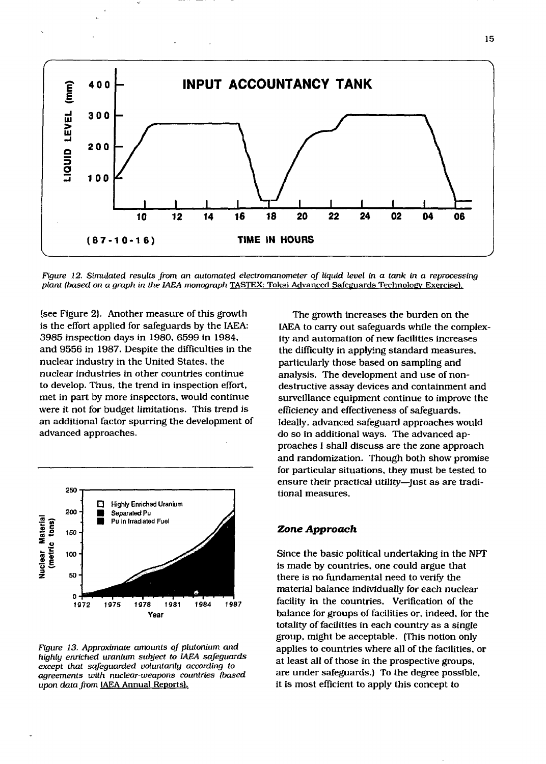*Figure 12. Simulated results from an automated electromanometer of liquid level in a tank in a reprocessing plant (based on a graph in the IAEA monograph TASTEX: Tokai Advanced Safeguards Technology Exercise).*

(see Figure 2). Another measure of this growth is the effort applied for safeguards by the IAEA: 3985 inspection days in 1980, 6599 in 1984, and 9556 in 1987. Despite the difficulties in the nuclear industry in the United States, the nuclear industries in other countries continue to develop. Thus, the trend in inspection effort, met in part by more inspectors, would continue were it not for budget limitations. This trend is an additional factor spurring the development of advanced approaches.

*Figure 13. Approximate amounts of plutonium and highly enriched uranium subject to IAEA safeguards except that safeguarded voluntarily according to agreements with nuclear-weapons countries (based upon data from IAEA Annual Reports).*

The growth increases the burden on the IAEA to carry out safeguards while the complexity and automation of new facilities increases the difficulty in applying standard measures, particularly those based on sampling and analysis. The development and use of non-destructive assay devices and containment and surveillance equipment continue to improve the efficiency and effectiveness of safeguards. Ideally, advanced safeguard approaches would do so in additional ways. The advanced approaches I shall discuss are the zone approach and randomization. Though both show promise for particular situations, they must be tested to ensure their practical utility—just as are traditional measures.

### *Zone Approach*

Since the basic political undertaking in the NPT is made by countries, one could argue that there is no fundamental need to verify the material balance individually for each nuclear facility in the countries. Verification of the balance for groups of facilities or, indeed, for the totality of facilities in each country as a single group, might be acceptable. (This notion only applies to countries where all of the facilities, or at least all of those in the prospective groups, are under safeguards.) To the degree possible, it is most efficient to apply this concept to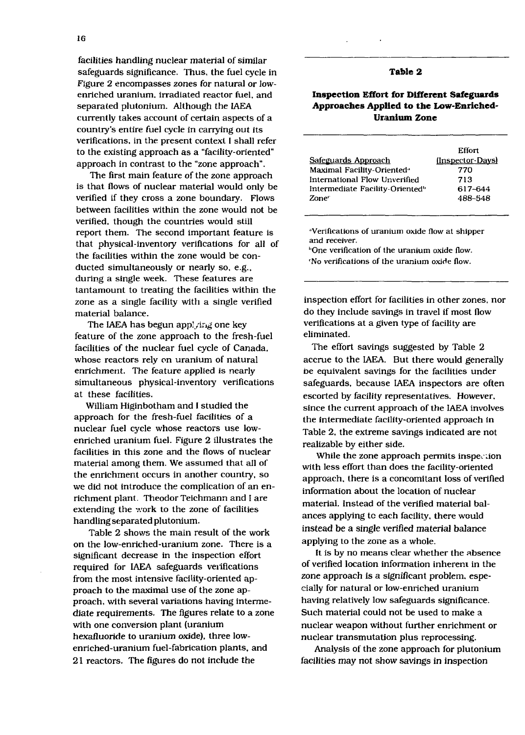facilities handling nuclear material of similar safeguards significance. Thus, the fuel cycle in Figure 2 encompasses zones for natural or low-enriched uranium, irradiated reactor fuel, and separated plutonium. Although the IAEA currently takes account of certain aspects of a country's entire fuel cycle in carrying out its verifications, in the present context I shall refer to the existing approach as a "facility-oriented" approach in contrast to the "zone approach".

The first main feature of the zone approach is that flows of nuclear material would only be verified if they cross a zone boundary. Flows between facilities within the zone would not be verified, though the countries would still report them. The second important feature is that physical-inventory verifications for all of the facilities within the zone would be conducted simultaneously or nearly so, e.g., during a single week. These features are tantamount to treating the facilities within the zone as a single facility with a single verified material balance.

The IAEA has begun applying one key feature of the zone approach to the fresh-fuel facilities of the nuclear fuel cycle of Canada, whose reactors rely on uranium of natural enrichment. The feature applied is nearly simultaneous physical-inventory verifications at these facilities.

William Higinbotham and I studied the approach for the fresh-fuel facilities of a nuclear fuel cycle whose reactors use low-enriched uranium fuel. Figure 2 illustrates the facilities in this zone and the flows of nuclear material among them. We assumed that all of the enrichment occurs in another country, so we did not introduce the complication of an enrichment plant. Theodor Teichmann and I are extending the work to the zone of facilities handling separated plutonium.

Table 2 shows the main result of the work on the low-enriched-uranium zone. There is a significant decrease in the inspection effort required for IAEA safeguards verifications from the most intensive facility-oriented approach to the maximal use of the zone approach, with several variations having intermediate requirements. The figures relate to a zone with one conversion plant (uranium hexafluoride to uranium oxide), three low-enriched-uranium fuel-fabrication plants, and 21 reactors. The figures do not include the inspection effort for facilities in other zones, nor do they include savings in travel if most flow verifications at a given type of facility are eliminated.

**Table 2**

**Inspection Effort for Different Safeguards Approaches Applied to the Low-Enriched-Uranium Zone**

| Safeguards Approach | Effort (Inspector-Days) |
|---|---|
| Maximal Facility-Oriented[a] | 770 |
| International Flow Unverified | 713 |
| Intermediate Facility-Oriented[b] | 617–644 |
| Zone[c] | 488–548 |

[a]Verifications of uranium oxide flow at shipper and receiver.
[b]One verification of the uranium oxide flow.
[c]No verifications of the uranium oxide flow.

The effort savings suggested by Table 2 accrue to the IAEA. But there would generally be equivalent savings for the facilities under safeguards, because IAEA inspectors are often escorted by facility representatives. However, since the current approach of the IAEA involves the intermediate facility-oriented approach in Table 2, the extreme savings indicated are not realizable by either side.

While the zone approach permits inspection with less effort than does the facility-oriented approach, there is a concomitant loss of verified information about the location of nuclear material. Instead of the verified material balances applying to each facility, there would instead be a single verified material balance applying to the zone as a whole.

It is by no means clear whether the absence of verified location information inherent in the zone approach is a significant problem, especially for natural or low-enriched uranium having relatively low safeguards significance. Such material could not be used to make a nuclear weapon without further enrichment or nuclear transmutation plus reprocessing.

Analysis of the zone approach for plutonium facilities may not show savings in inspection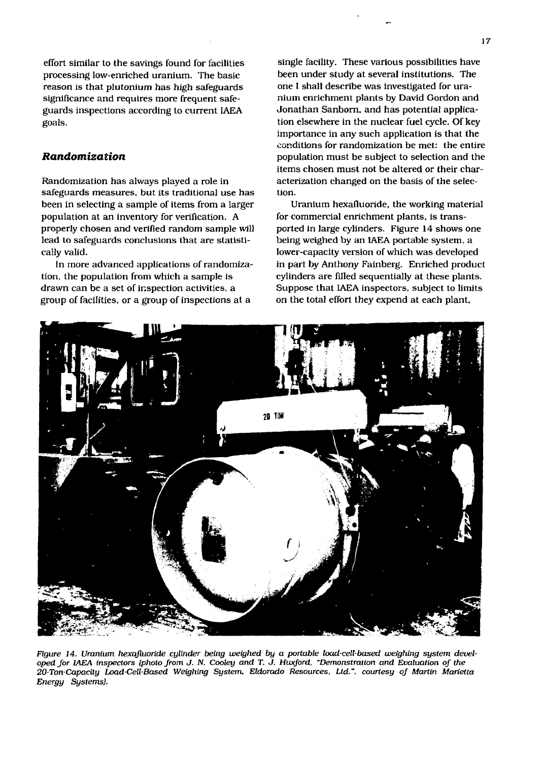effort similar to the savings found for facilities processing low-enriched uranium. The basic reason is that plutonium has high safeguards significance and requires more frequent safeguards inspections according to current IAEA goals.

### *Randomization*

Randomization has always played a role in safeguards measures, but its traditional use has been in selecting a sample of items from a larger population at an inventory for verification. A properly chosen and verified random sample will lead to safeguards conclusions that are statistically valid.

In more advanced applications of randomization, the population from which a sample is drawn can be a set of inspection activities, a group of facilities, or a group of inspections at a single facility. These various possibilities have been under study at several institutions. The one I shall describe was investigated for uranium enrichment plants by David Gordon and Jonathan Sanborn, and has potential application elsewhere in the nuclear fuel cycle. Of key importance in any such application is that the conditions for randomization be met: the entire population must be subject to selection and the items chosen must not be altered or their characterization changed on the basis of the selection.

Uranium hexafluoride, the working material for commercial enrichment plants, is transported in large cylinders. Figure 14 shows one being weighed by an IAEA portable system, a lower-capacity version of which was developed in part by Anthony Fainberg. Enriched product cylinders are filled sequentially at these plants. Suppose that IAEA inspectors, subject to limits on the total effort they expend at each plant,

*Figure 14. Uranium hexafluoride cylinder being weighed by a portable load-cell-based weighing system developed for IAEA inspectors (photo from J. N. Cooley and T. J. Huxford, "Demonstration and Evaluation of the 20-Ton-Capacity Load-Cell-Based Weighing System, Eldorado Resources, Ltd.", courtesy of Martin Marietta Energy Systems).*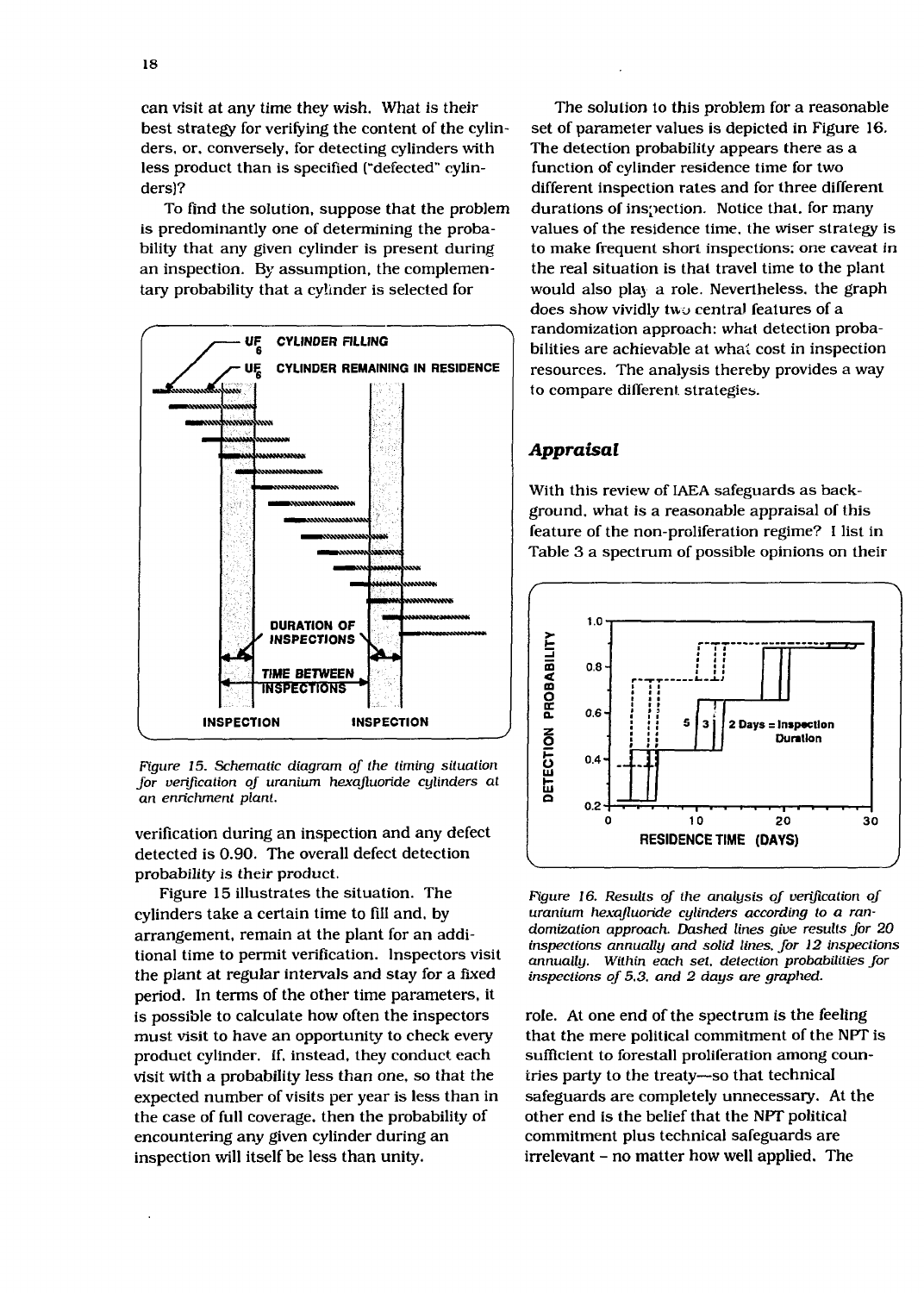can visit at any time they wish. What is their best strategy for verifying the content of the cylinders, or, conversely, for detecting cylinders with less product than is specified ("defected" cylinders)?

To find the solution, suppose that the problem is predominantly one of determining the probability that any given cylinder is present during an inspection. By assumption, the complementary probability that a cylinder is selected for verification during an inspection and any defect detected is 0.90. The overall defect detection probability is their product.

*Figure 15. Schematic diagram of the timing situation for verification of uranium hexafluoride cylinders at an enrichment plant.*

Figure 15 illustrates the situation. The cylinders take a certain time to fill and, by arrangement, remain at the plant for an additional time to permit verification. Inspectors visit the plant at regular intervals and stay for a fixed period. In terms of the other time parameters, it is possible to calculate how often the inspectors must visit to have an opportunity to check every product cylinder. If, instead, they conduct each visit with a probability less than one, so that the expected number of visits per year is less than in the case of full coverage, then the probability of encountering any given cylinder during an inspection will itself be less than unity.

The solution to this problem for a reasonable set of parameter values is depicted in Figure 16. The detection probability appears there as a function of cylinder residence time for two different inspection rates and for three different durations of inspection. Notice that, for many values of the residence time, the wiser strategy is to make frequent short inspections; one caveat in the real situation is that travel time to the plant would also play a role. Nevertheless, the graph does show vividly two central features of a randomization approach: what detection probabilities are achievable at what cost in inspection resources. The analysis thereby provides a way to compare different strategies.

*Figure 16. Results of the analysis of verification of uranium hexafluoride cylinders according to a randomization approach. Dashed lines give results for 20 inspections annually and solid lines, for 12 inspections annually. Within each set, detection probabilities for inspections of 5,3, and 2 days are graphed.*

## *Appraisal*

With this review of IAEA safeguards as background, what is a reasonable appraisal of this feature of the non-proliferation regime? I list in Table 3 a spectrum of possible opinions on their role. At one end of the spectrum is the feeling that the mere political commitment of the NPT is sufficient to forestall proliferation among countries party to the treaty—so that technical safeguards are completely unnecessary. At the other end is the belief that the NPT political commitment plus technical safeguards are irrelevant – no matter how well applied. The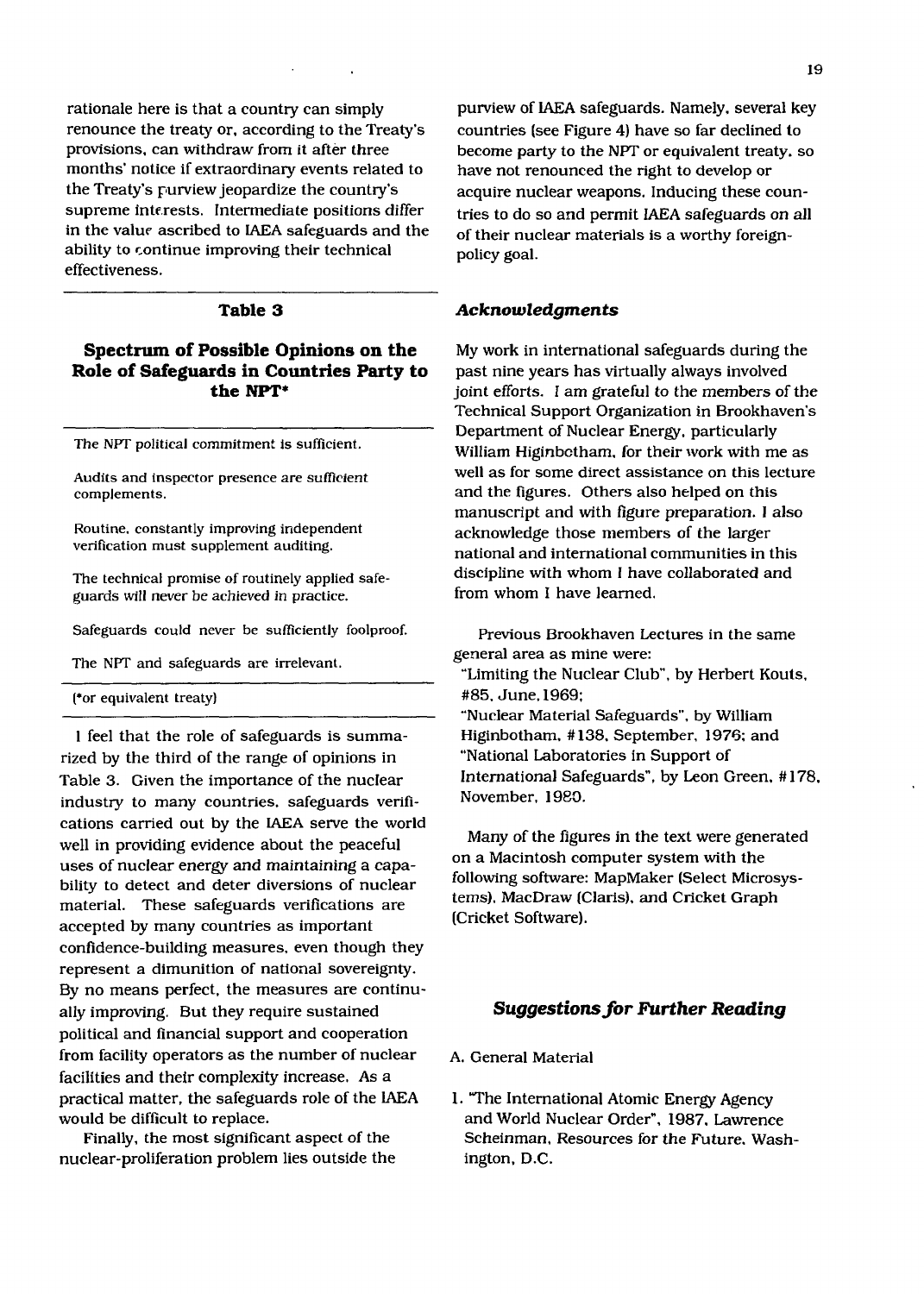rationale here is that a country can simply renounce the treaty or, according to the Treaty's provisions, can withdraw from it after three months' notice if extraordinary events related to the Treaty's purview jeopardize the country's supreme interests. Intermediate positions differ in the value ascribed to IAEA safeguards and the ability to continue improving their technical effectiveness.

**Table 3**

**Spectrum of Possible Opinions on the Role of Safeguards in Countries Party to the NPT***

| |
|---|
| The NPT political commitment is sufficient. |
| Audits and inspector presence are sufficient complements. |
| Routine, constantly improving independent verification must supplement auditing. |
| The technical promise of routinely applied safeguards will never be achieved in practice. |
| Safeguards could never be sufficiently foolproof. |
| The NPT and safeguards are irrelevant. |

(*or equivalent treaty)

I feel that the role of safeguards is summarized by the third of the range of opinions in Table 3. Given the importance of the nuclear industry to many countries, safeguards verifications carried out by the IAEA serve the world well in providing evidence about the peaceful uses of nuclear energy and maintaining a capability to detect and deter diversions of nuclear material. These safeguards verifications are accepted by many countries as important confidence-building measures, even though they represent a dimunition of national sovereignty. By no means perfect, the measures are continually improving. But they require sustained political and financial support and cooperation from facility operators as the number of nuclear facilities and their complexity increase. As a practical matter, the safeguards role of the IAEA would be difficult to replace.

Finally, the most significant aspect of the nuclear-proliferation problem lies outside the purview of IAEA safeguards. Namely, several key countries (see Figure 4) have so far declined to become party to the NPT or equivalent treaty, so have not renounced the right to develop or acquire nuclear weapons. Inducing these countries to do so and permit IAEA safeguards on all of their nuclear materials is a worthy foreign-policy goal.

### *Acknowledgments*

My work in international safeguards during the past nine years has virtually always involved joint efforts. I am grateful to the members of the Technical Support Organization in Brookhaven's Department of Nuclear Energy, particularly William Higinbotham, for their work with me as well as for some direct assistance on this lecture and the figures. Others also helped on this manuscript and with figure preparation. I also acknowledge those members of the larger national and international communities in this discipline with whom I have collaborated and from whom I have learned.

Previous Brookhaven Lectures in the same general area as mine were:
"Limiting the Nuclear Club", by Herbert Kouts, #85, June, 1969;
"Nuclear Material Safeguards", by William Higinbotham, #138, September, 1976; and
"National Laboratories in Support of International Safeguards", by Leon Green, #178, November, 1980.

Many of the figures in the text were generated on a Macintosh computer system with the following software: MapMaker (Select Microsystems), MacDraw (Claris), and Cricket Graph (Cricket Software).

### *Suggestions for Further Reading*

A. General Material

1. "The International Atomic Energy Agency and World Nuclear Order", 1987, Lawrence Scheinman, Resources for the Future, Washington, D.C.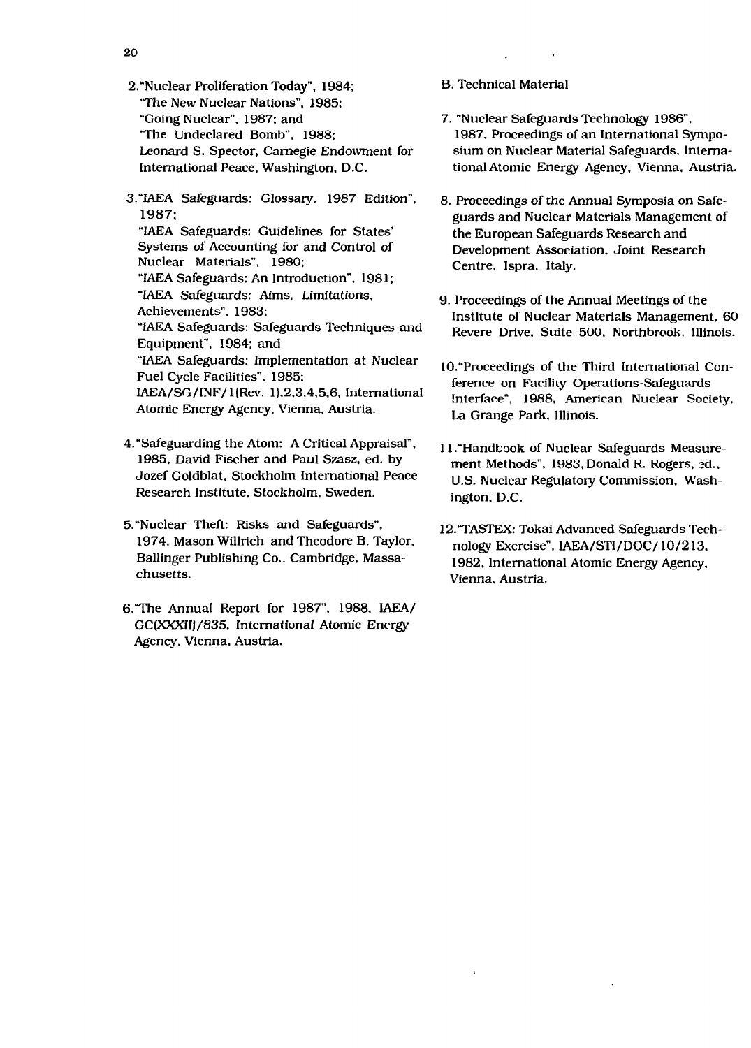2. "Nuclear Proliferation Today", 1984;
"The New Nuclear Nations", 1985;
"Going Nuclear", 1987; and
"The Undeclared Bomb", 1988;
Leonard S. Spector, Carnegie Endowment for International Peace, Washington, D.C.

3. "IAEA Safeguards: Glossary, 1987 Edition", 1987;
"IAEA Safeguards: Guidelines for States' Systems of Accounting for and Control of Nuclear Materials", 1980;
"IAEA Safeguards: An Introduction", 1981;
"IAEA Safeguards: Aims, Limitations, Achievements", 1983;
"IAEA Safeguards: Safeguards Techniques and Equipment", 1984; and
"IAEA Safeguards: Implementation at Nuclear Fuel Cycle Facilities", 1985;
IAEA/SG/INF/1(Rev. 1),2,3,4,5,6, International Atomic Energy Agency, Vienna, Austria.

4. "Safeguarding the Atom: A Critical Appraisal", 1985, David Fischer and Paul Szasz, ed. by Jozef Goldblat, Stockholm International Peace Research Institute, Stockholm, Sweden.

5. "Nuclear Theft: Risks and Safeguards", 1974, Mason Willrich and Theodore B. Taylor, Ballinger Publishing Co., Cambridge, Massachusetts.

6. "The Annual Report for 1987", 1988, IAEA/GC(XXXII)/835, International Atomic Energy Agency, Vienna, Austria.

B. Technical Material

7. "Nuclear Safeguards Technology 1986", 1987, Proceedings of an International Symposium on Nuclear Material Safeguards, International Atomic Energy Agency, Vienna, Austria.

8. Proceedings of the Annual Symposia on Safeguards and Nuclear Materials Management of the European Safeguards Research and Development Association, Joint Research Centre, Ispra, Italy.

9. Proceedings of the Annual Meetings of the Institute of Nuclear Materials Management, 60 Revere Drive, Suite 500, Northbrook, Illinois.

10. "Proceedings of the Third International Conference on Facility Operations-Safeguards Interface", 1988, American Nuclear Society, La Grange Park, Illinois.

11. "Handbook of Nuclear Safeguards Measurement Methods", 1983, Donald R. Rogers, ed., U.S. Nuclear Regulatory Commission, Washington, D.C.

12. "TASTEX: Tokai Advanced Safeguards Technology Exercise", IAEA/STI/DOC/10/213, 1982, International Atomic Energy Agency, Vienna, Austria.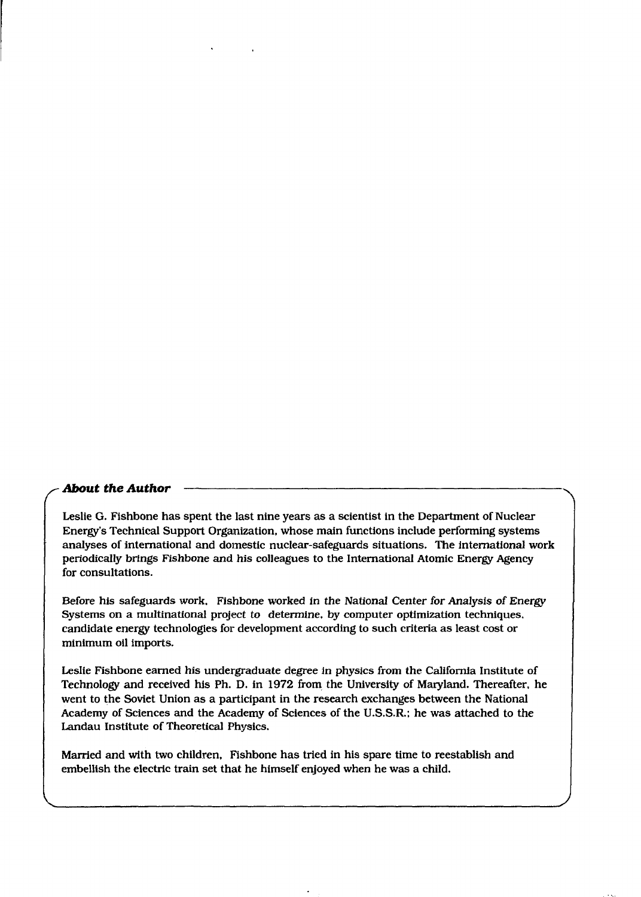### *About the Author*

Leslie G. Fishbone has spent the last nine years as a scientist in the Department of Nuclear Energy's Technical Support Organization, whose main functions include performing systems analyses of international and domestic nuclear-safeguards situations. The international work periodically brings Fishbone and his colleagues to the International Atomic Energy Agency for consultations.

Before his safeguards work, Fishbone worked in the National Center for Analysis of Energy Systems on a multinational project to determine, by computer optimization techniques, candidate energy technologies for development according to such criteria as least cost or minimum oil imports.

Leslie Fishbone earned his undergraduate degree in physics from the California Institute of Technology and received his Ph. D. in 1972 from the University of Maryland. Thereafter, he went to the Soviet Union as a participant in the research exchanges between the National Academy of Sciences and the Academy of Sciences of the U.S.S.R.; he was attached to the Landau Institute of Theoretical Physics.

Married and with two children, Fishbone has tried in his spare time to reestablish and embellish the electric train set that he himself enjoyed when he was a child.